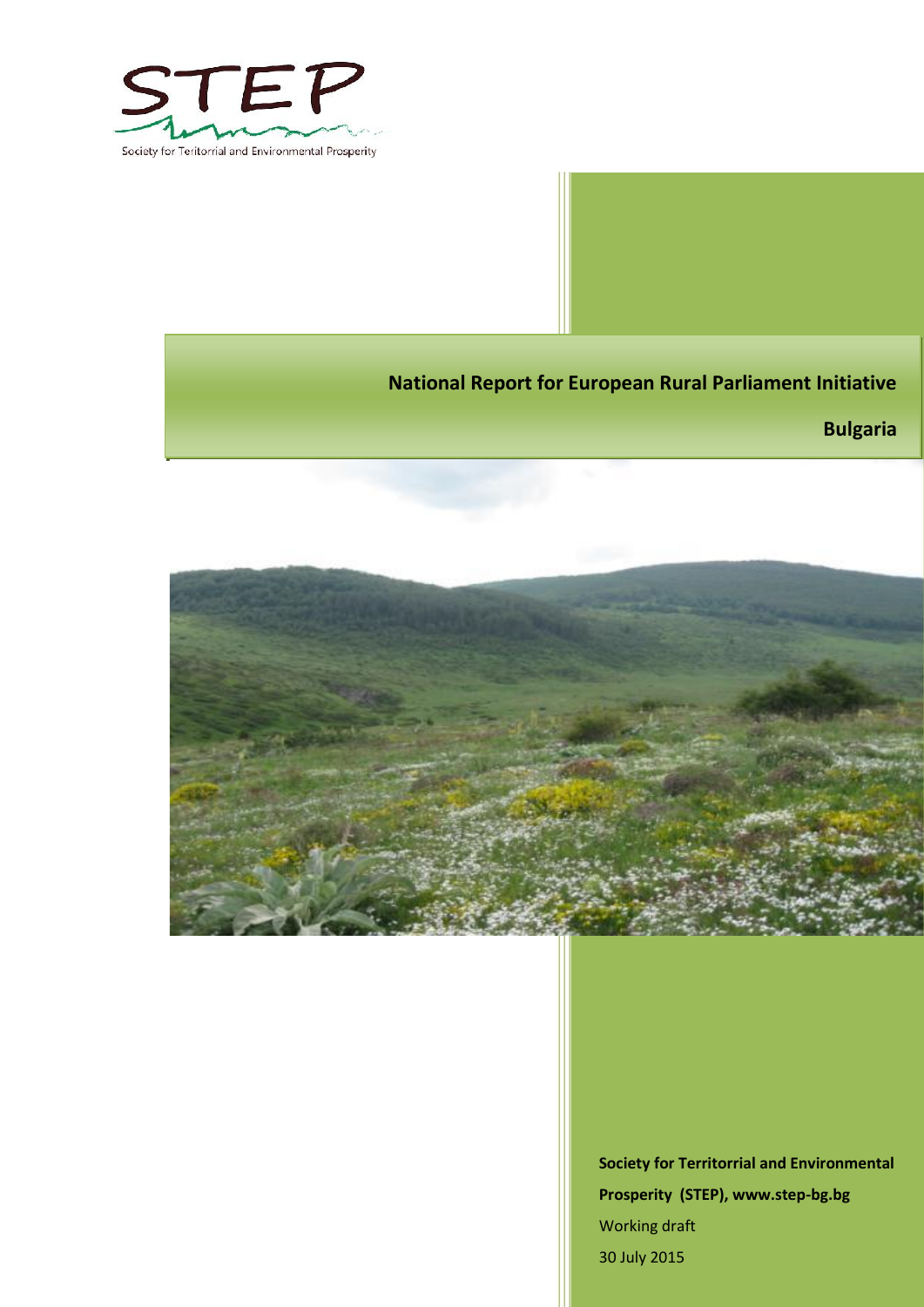STEP

Society for Teritorrial and Environmental Prosperity

# National Report for European Rural Parliament Initiative

## Bulgaria

**Society for Territorrial and Environmental Prosperity (STEP), www.step-bg.bg**

Working draft

30 July 2015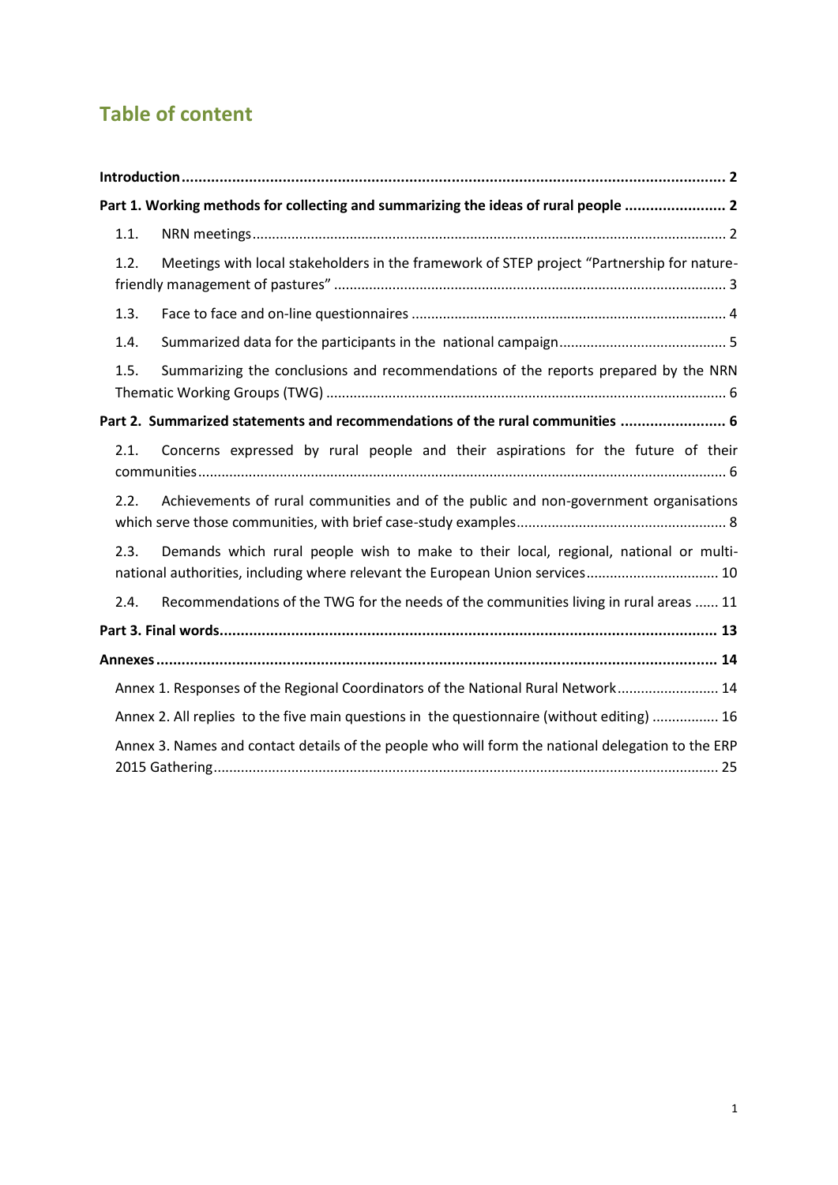# Table of content

**Introduction** ........................................ **2**

**Part 1. Working methods for collecting and summarizing the ideas of rural people** ........................ **2**

1.1. NRN meetings ........................................ 2

1.2. Meetings with local stakeholders in the framework of STEP project "Partnership for nature-friendly management of pastures" ........................................ 3

1.3. Face to face and on-line questionnaires ........................................ 4

1.4. Summarized data for the participants in the national campaign ........................................ 5

1.5. Summarizing the conclusions and recommendations of the reports prepared by the NRN Thematic Working Groups (TWG) ........................................ 6

**Part 2. Summarized statements and recommendations of the rural communities** ........................ **6**

2.1. Concerns expressed by rural people and their aspirations for the future of their communities ........................................ 6

2.2. Achievements of rural communities and of the public and non-government organisations which serve those communities, with brief case-study examples ........................................ 8

2.3. Demands which rural people wish to make to their local, regional, national or multi-national authorities, including where relevant the European Union services ........................................ 10

2.4. Recommendations of the TWG for the needs of the communities living in rural areas ...... 11

**Part 3. Final words** ........................................ **13**

**Annexes** ........................................ **14**

Annex 1. Responses of the Regional Coordinators of the National Rural Network ........................ 14

Annex 2. All replies to the five main questions in the questionnaire (without editing) ................ 16

Annex 3. Names and contact details of the people who will form the national delegation to the ERP 2015 Gathering ........................................ 25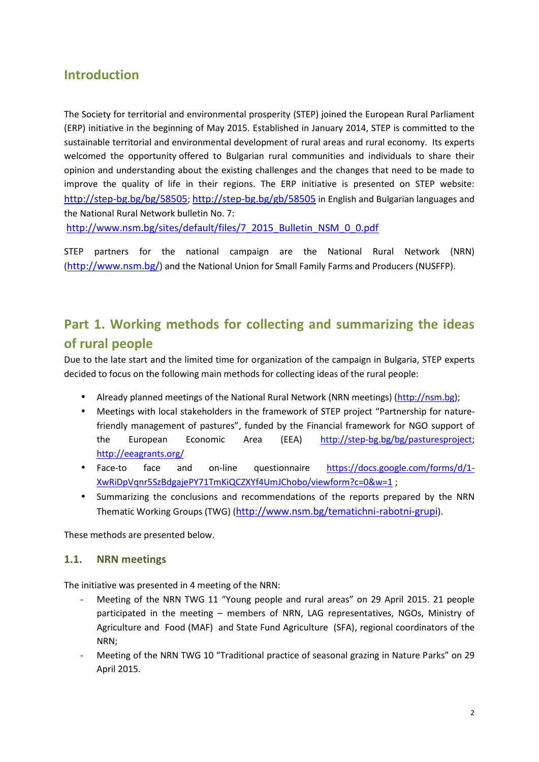## Introduction

The Society for territorial and environmental prosperity (STEP) joined the European Rural Parliament (ERP) initiative in the beginning of May 2015. Established in January 2014, STEP is committed to the sustainable territorial and environmental development of rural areas and rural economy. Its experts welcomed the opportunity offered to Bulgarian rural communities and individuals to share their opinion and understanding about the existing challenges and the changes that need to be made to improve the quality of life in their regions. The ERP initiative is presented on STEP website: http://step-bg.bg/bg/58505; http://step-bg.bg/gb/58505 in English and Bulgarian languages and the National Rural Network bulletin No. 7:

http://www.nsm.bg/sites/default/files/7_2015_Bulletin_NSM_0_0.pdf

STEP partners for the national campaign are the National Rural Network (NRN) (http://www.nsm.bg/) and the National Union for Small Family Farms and Producers (NUSFFP).

## Part 1. Working methods for collecting and summarizing the ideas of rural people

Due to the late start and the limited time for organization of the campaign in Bulgaria, STEP experts decided to focus on the following main methods for collecting ideas of the rural people:

- Already planned meetings of the National Rural Network (NRN meetings) (http://nsm.bg);
- Meetings with local stakeholders in the framework of STEP project "Partnership for nature-friendly management of pastures", funded by the Financial framework for NGO support of the European Economic Area (EEA) http://step-bg.bg/bg/pasturesproject; http://eeagrants.org/
- Face-to face and on-line questionnaire https://docs.google.com/forms/d/1-XwRiDpVqnr5SzBdgajePY71TmKiQCZXYf4UmJChobo/viewform?c=0&w=1 ;
- Summarizing the conclusions and recommendations of the reports prepared by the NRN Thematic Working Groups (TWG) (http://www.nsm.bg/tematichni-rabotni-grupi).

These methods are presented below.

### 1.1. NRN meetings

The initiative was presented in 4 meeting of the NRN:

- Meeting of the NRN TWG 11 "Young people and rural areas" on 29 April 2015. 21 people participated in the meeting – members of NRN, LAG representatives, NGOs, Ministry of Agriculture and Food (MAF) and State Fund Agriculture (SFA), regional coordinators of the NRN;
- Meeting of the NRN TWG 10 "Traditional practice of seasonal grazing in Nature Parks" on 29 April 2015.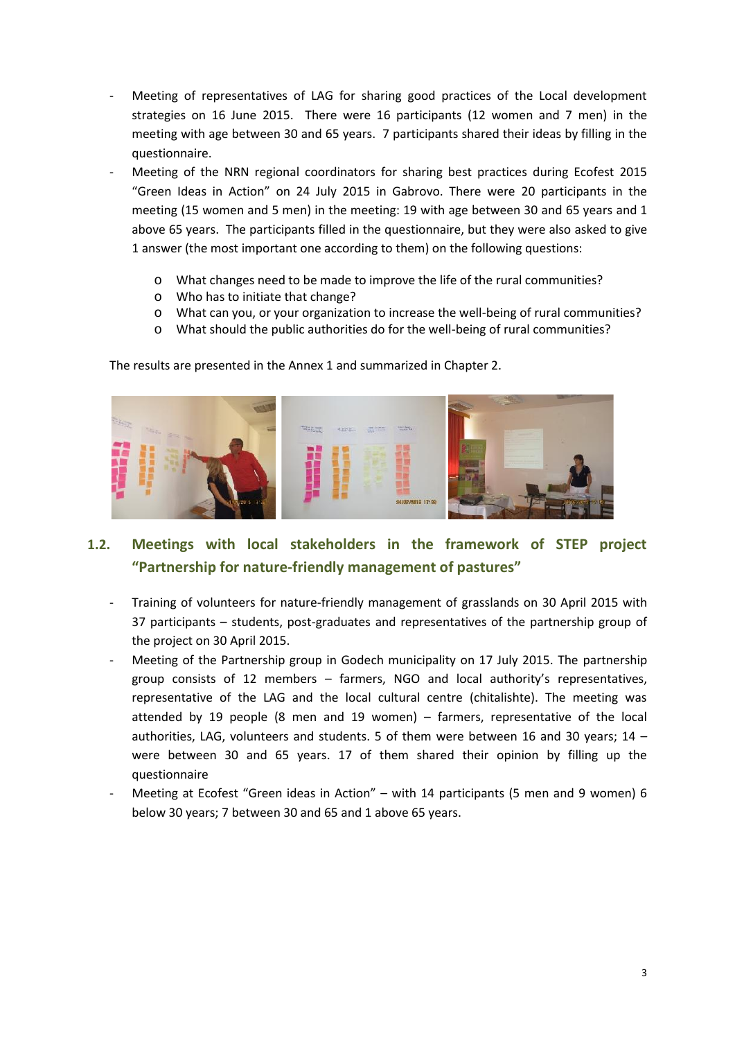- Meeting of representatives of LAG for sharing good practices of the Local development strategies on 16 June 2015. There were 16 participants (12 women and 7 men) in the meeting with age between 30 and 65 years. 7 participants shared their ideas by filling in the questionnaire.
- Meeting of the NRN regional coordinators for sharing best practices during Ecofest 2015 "Green Ideas in Action" on 24 July 2015 in Gabrovo. There were 20 participants in the meeting (15 women and 5 men) in the meeting: 19 with age between 30 and 65 years and 1 above 65 years. The participants filled in the questionnaire, but they were also asked to give 1 answer (the most important one according to them) on the following questions:
  - What changes need to be made to improve the life of the rural communities?
  - Who has to initiate that change?
  - What can you, or your organization to increase the well-being of rural communities?
  - What should the public authorities do for the well-being of rural communities?

The results are presented in the Annex 1 and summarized in Chapter 2.

## 1.2. Meetings with local stakeholders in the framework of STEP project "Partnership for nature-friendly management of pastures"

- Training of volunteers for nature-friendly management of grasslands on 30 April 2015 with 37 participants – students, post-graduates and representatives of the partnership group of the project on 30 April 2015.
- Meeting of the Partnership group in Godech municipality on 17 July 2015. The partnership group consists of 12 members – farmers, NGO and local authority's representatives, representative of the LAG and the local cultural centre (chitalishte). The meeting was attended by 19 people (8 men and 19 women) – farmers, representative of the local authorities, LAG, volunteers and students. 5 of them were between 16 and 30 years; 14 – were between 30 and 65 years. 17 of them shared their opinion by filling up the questionnaire
- Meeting at Ecofest "Green ideas in Action" – with 14 participants (5 men and 9 women) 6 below 30 years; 7 between 30 and 65 and 1 above 65 years.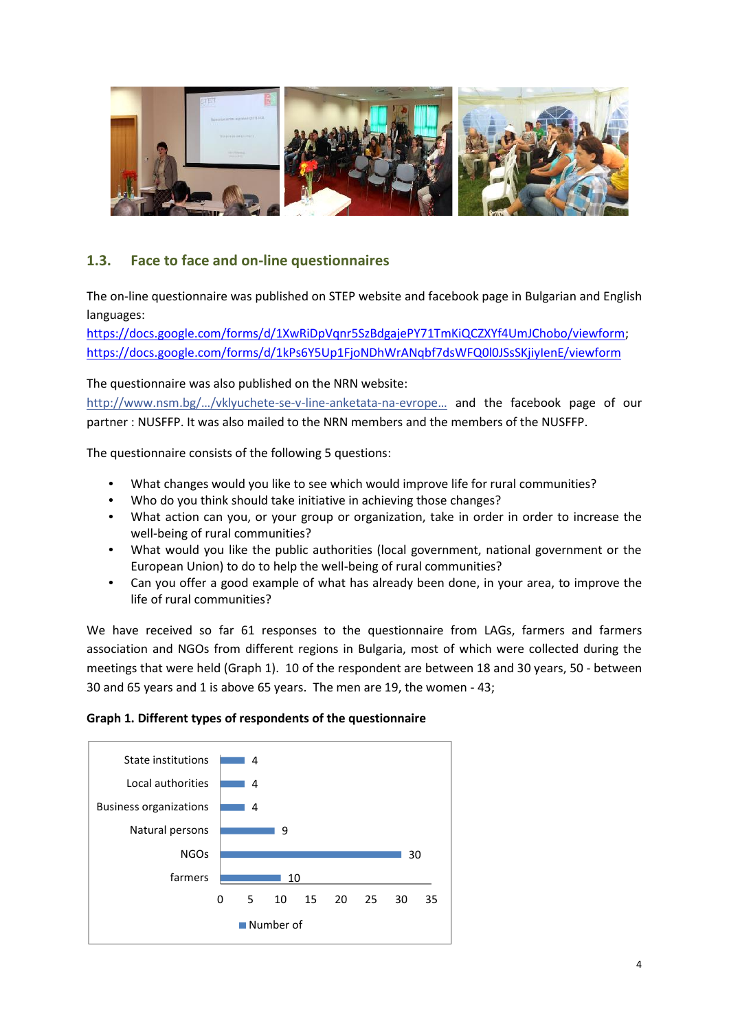## 1.3. Face to face and on-line questionnaires

The on-line questionnaire was published on STEP website and facebook page in Bulgarian and English languages:
https://docs.google.com/forms/d/1XwRiDpVqnr5SzBdgajePY71TmKiQCZXYf4UmJChobo/viewform;
https://docs.google.com/forms/d/1kPs6Y5Up1FjoNDhWrANqbf7dsWFQ0l0JSsSKjiylenE/viewform

The questionnaire was also published on the NRN website:
http://www.nsm.bg/…/vklyuchete-se-v-line-anketata-na-evrope… and the facebook page of our partner : NUSFFP. It was also mailed to the NRN members and the members of the NUSFFP.

The questionnaire consists of the following 5 questions:

- What changes would you like to see which would improve life for rural communities?
- Who do you think should take initiative in achieving those changes?
- What action can you, or your group or organization, take in order in order to increase the well-being of rural communities?
- What would you like the public authorities (local government, national government or the European Union) to do to help the well-being of rural communities?
- Can you offer a good example of what has already been done, in your area, to improve the life of rural communities?

We have received so far 61 responses to the questionnaire from LAGs, farmers and farmers association and NGOs from different regions in Bulgaria, most of which were collected during the meetings that were held (Graph 1). 10 of the respondent are between 18 and 30 years, 50 - between 30 and 65 years and 1 is above 65 years. The men are 19, the women - 43;

**Graph 1. Different types of respondents of the questionnaire**

| Type | Number of |
| --- | --- |
| State institutions | 4 |
| Local authorities | 4 |
| Business organizations | 4 |
| Natural persons | 9 |
| NGOs | 30 |
| farmers | 10 |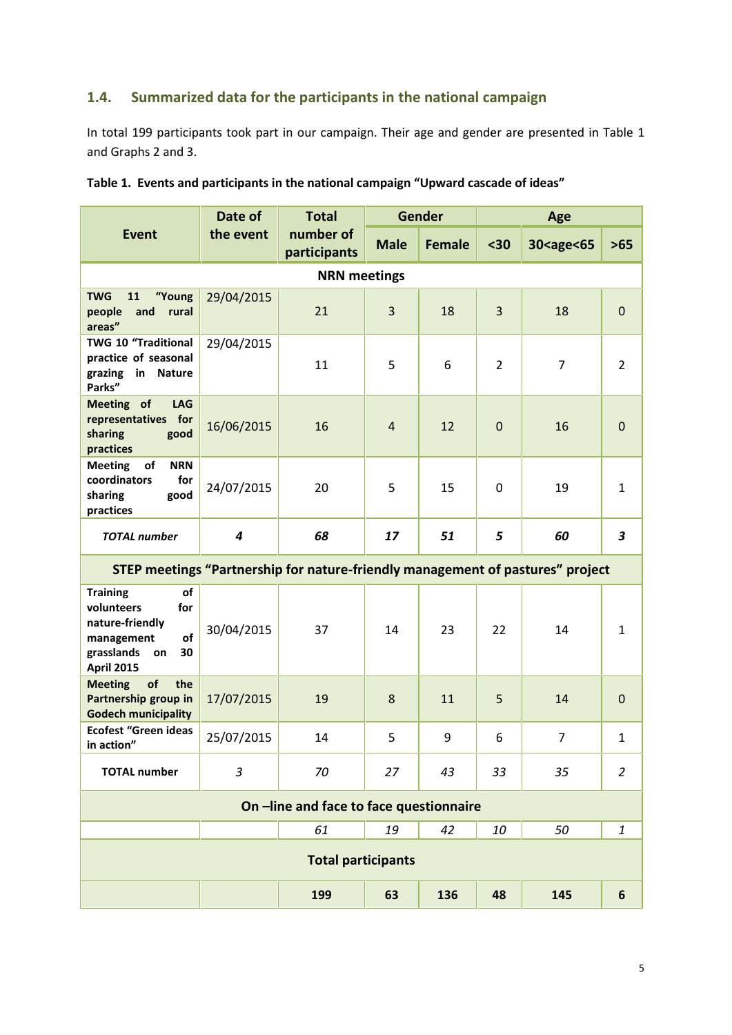### 1.4. Summarized data for the participants in the national campaign

In total 199 participants took part in our campaign. Their age and gender are presented in Table 1 and Graphs 2 and 3.

**Table 1. Events and participants in the national campaign "Upward cascade of ideas"**

| Event | Date of the event | Total number of participants | Gender | | Age | | |
|---|---|---|---|---|---|---|---|
| | | | Male | Female | <30 | 30<age<65 | >65 |
| **NRN meetings** | | | | | | | |
| **TWG 11 "Young people and rural areas"** | 29/04/2015 | 21 | 3 | 18 | 3 | 18 | 0 |
| **TWG 10 "Traditional practice of seasonal grazing in Nature Parks"** | 29/04/2015 | 11 | 5 | 6 | 2 | 7 | 2 |
| **Meeting of LAG representatives for sharing good practices** | 16/06/2015 | 16 | 4 | 12 | 0 | 16 | 0 |
| **Meeting of NRN coordinators for sharing good practices** | 24/07/2015 | 20 | 5 | 15 | 0 | 19 | 1 |
| ***TOTAL number*** | ***4*** | ***68*** | ***17*** | ***51*** | ***5*** | ***60*** | ***3*** |
| **STEP meetings "Partnership for nature-friendly management of pastures" project** | | | | | | | |
| **Training of volunteers for nature-friendly management of grasslands on 30 April 2015** | 30/04/2015 | 37 | 14 | 23 | 22 | 14 | 1 |
| **Meeting of the Partnership group in Godech municipality** | 17/07/2015 | 19 | 8 | 11 | 5 | 14 | 0 |
| **Ecofest "Green ideas in action"** | 25/07/2015 | 14 | 5 | 9 | 6 | 7 | 1 |
| **TOTAL number** | *3* | *70* | *27* | *43* | *33* | *35* | *2* |
| **On –line and face to face questionnaire** | | | | | | | |
| | | *61* | *19* | *42* | *10* | *50* | *1* |
| **Total participants** | | | | | | | |
| | | **199** | **63** | **136** | **48** | **145** | **6** |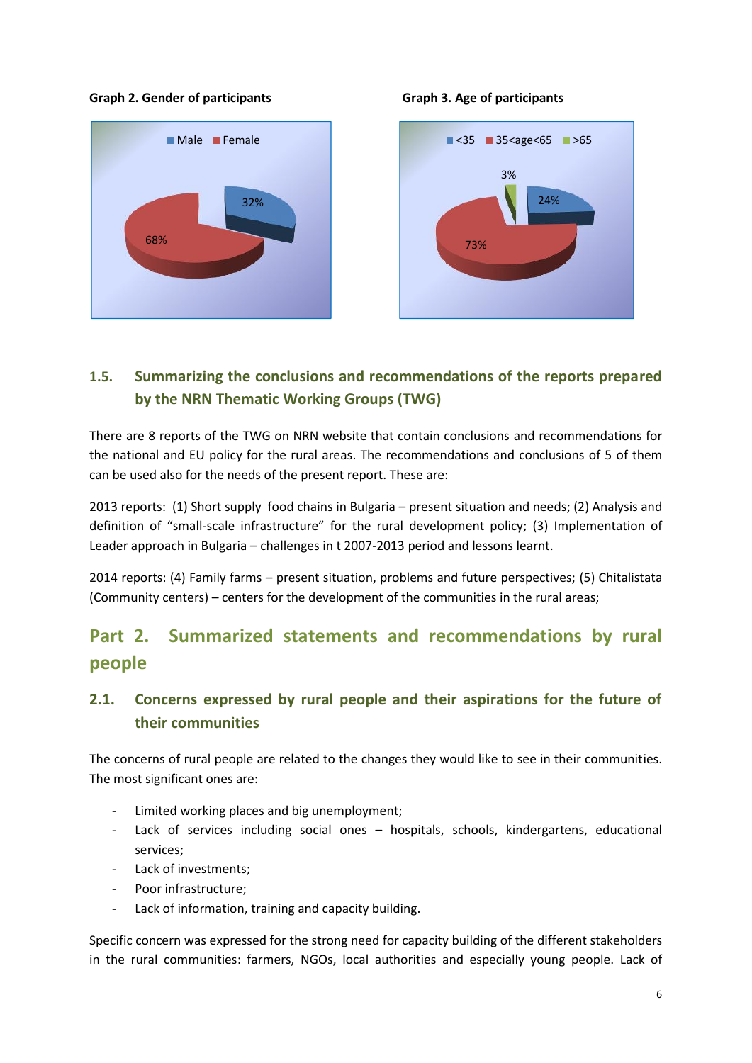**Graph 2. Gender of participants**

Male: 32%, Female: 68%

**Graph 3. Age of participants**

<35: 24%, 35<age<65: 73%, >65: 3%

### 1.5. Summarizing the conclusions and recommendations of the reports prepared by the NRN Thematic Working Groups (TWG)

There are 8 reports of the TWG on NRN website that contain conclusions and recommendations for the national and EU policy for the rural areas. The recommendations and conclusions of 5 of them can be used also for the needs of the present report. These are:

2013 reports: (1) Short supply food chains in Bulgaria – present situation and needs; (2) Analysis and definition of "small-scale infrastructure" for the rural development policy; (3) Implementation of Leader approach in Bulgaria – challenges in t 2007-2013 period and lessons learnt.

2014 reports: (4) Family farms – present situation, problems and future perspectives; (5) Chitalistata (Community centers) – centers for the development of the communities in the rural areas;

## Part 2. Summarized statements and recommendations by rural people

### 2.1. Concerns expressed by rural people and their aspirations for the future of their communities

The concerns of rural people are related to the changes they would like to see in their communities. The most significant ones are:

- Limited working places and big unemployment;
- Lack of services including social ones – hospitals, schools, kindergartens, educational services;
- Lack of investments;
- Poor infrastructure;
- Lack of information, training and capacity building.

Specific concern was expressed for the strong need for capacity building of the different stakeholders in the rural communities: farmers, NGOs, local authorities and especially young people. Lack of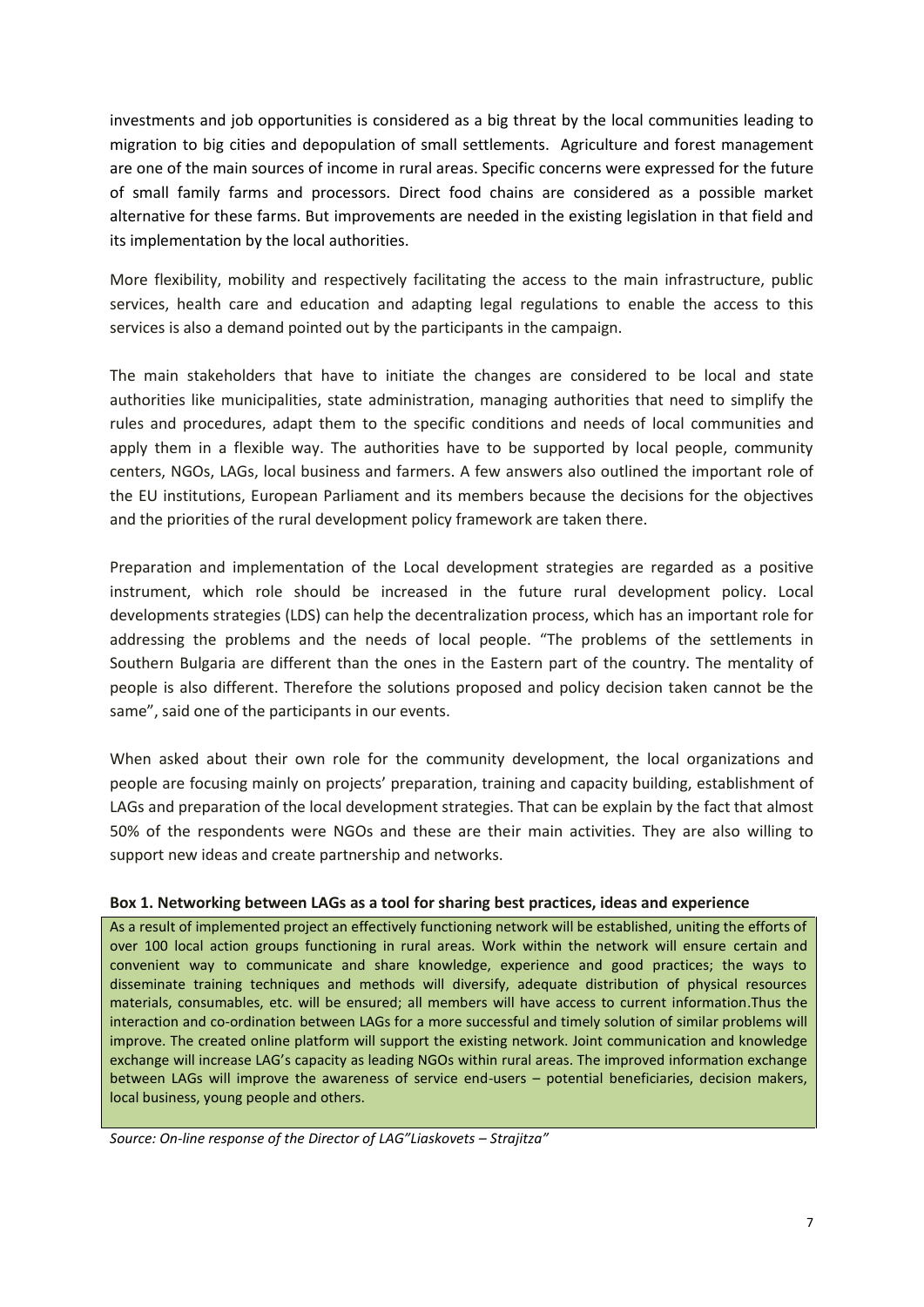investments and job opportunities is considered as a big threat by the local communities leading to migration to big cities and depopulation of small settlements. Agriculture and forest management are one of the main sources of income in rural areas. Specific concerns were expressed for the future of small family farms and processors. Direct food chains are considered as a possible market alternative for these farms. But improvements are needed in the existing legislation in that field and its implementation by the local authorities.

More flexibility, mobility and respectively facilitating the access to the main infrastructure, public services, health care and education and adapting legal regulations to enable the access to this services is also a demand pointed out by the participants in the campaign.

The main stakeholders that have to initiate the changes are considered to be local and state authorities like municipalities, state administration, managing authorities that need to simplify the rules and procedures, adapt them to the specific conditions and needs of local communities and apply them in a flexible way. The authorities have to be supported by local people, community centers, NGOs, LAGs, local business and farmers. A few answers also outlined the important role of the EU institutions, European Parliament and its members because the decisions for the objectives and the priorities of the rural development policy framework are taken there.

Preparation and implementation of the Local development strategies are regarded as a positive instrument, which role should be increased in the future rural development policy. Local developments strategies (LDS) can help the decentralization process, which has an important role for addressing the problems and the needs of local people. "The problems of the settlements in Southern Bulgaria are different than the ones in the Eastern part of the country. The mentality of people is also different. Therefore the solutions proposed and policy decision taken cannot be the same", said one of the participants in our events.

When asked about their own role for the community development, the local organizations and people are focusing mainly on projects' preparation, training and capacity building, establishment of LAGs and preparation of the local development strategies. That can be explain by the fact that almost 50% of the respondents were NGOs and these are their main activities. They are also willing to support new ideas and create partnership and networks.

**Box 1. Networking between LAGs as a tool for sharing best practices, ideas and experience**

As a result of implemented project an effectively functioning network will be established, uniting the efforts of over 100 local action groups functioning in rural areas. Work within the network will ensure certain and convenient way to communicate and share knowledge, experience and good practices; the ways to disseminate training techniques and methods will diversify, adequate distribution of physical resources materials, consumables, etc. will be ensured; all members will have access to current information.Thus the interaction and co-ordination between LAGs for a more successful and timely solution of similar problems will improve. The created online platform will support the existing network. Joint communication and knowledge exchange will increase LAG's capacity as leading NGOs within rural areas. The improved information exchange between LAGs will improve the awareness of service end-users – potential beneficiaries, decision makers, local business, young people and others.

*Source: On-line response of the Director of LAG"Liaskovets – Strajitza"*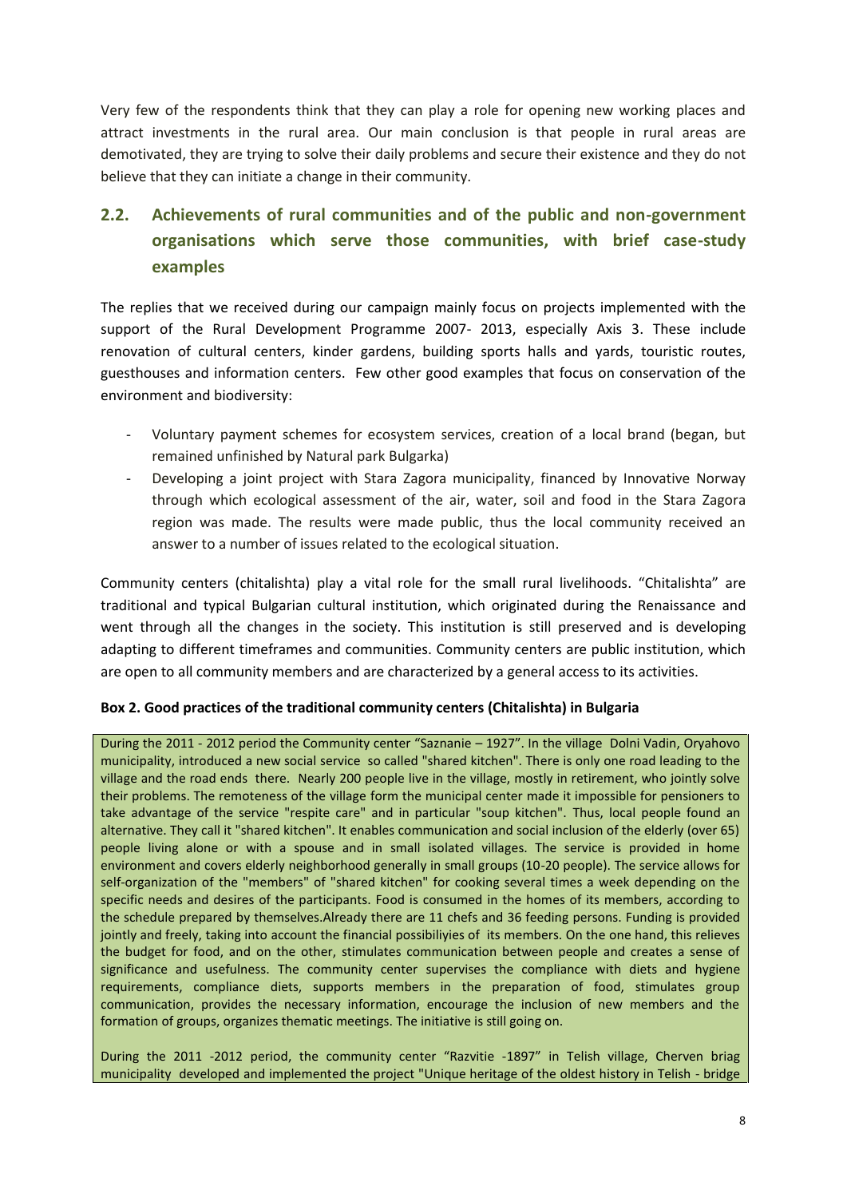Very few of the respondents think that they can play a role for opening new working places and attract investments in the rural area. Our main conclusion is that people in rural areas are demotivated, they are trying to solve their daily problems and secure their existence and they do not believe that they can initiate a change in their community.

## 2.2. Achievements of rural communities and of the public and non-government organisations which serve those communities, with brief case-study examples

The replies that we received during our campaign mainly focus on projects implemented with the support of the Rural Development Programme 2007- 2013, especially Axis 3. These include renovation of cultural centers, kinder gardens, building sports halls and yards, touristic routes, guesthouses and information centers. Few other good examples that focus on conservation of the environment and biodiversity:

- Voluntary payment schemes for ecosystem services, creation of a local brand (began, but remained unfinished by Natural park Bulgarka)
- Developing a joint project with Stara Zagora municipality, financed by Innovative Norway through which ecological assessment of the air, water, soil and food in the Stara Zagora region was made. The results were made public, thus the local community received an answer to a number of issues related to the ecological situation.

Community centers (chitalishta) play a vital role for the small rural livelihoods. "Chitalishta" are traditional and typical Bulgarian cultural institution, which originated during the Renaissance and went through all the changes in the society. This institution is still preserved and is developing adapting to different timeframes and communities. Community centers are public institution, which are open to all community members and are characterized by a general access to its activities.

**Box 2. Good practices of the traditional community centers (Chitalishta) in Bulgaria**

During the 2011 - 2012 period the Community center "Saznanie – 1927". In the village Dolni Vadin, Oryahovo municipality, introduced a new social service so called "shared kitchen". There is only one road leading to the village and the road ends there. Nearly 200 people live in the village, mostly in retirement, who jointly solve their problems. The remoteness of the village form the municipal center made it impossible for pensioners to take advantage of the service "respite care" and in particular "soup kitchen". Thus, local people found an alternative. They call it "shared kitchen". It enables communication and social inclusion of the elderly (over 65) people living alone or with a spouse and in small isolated villages. The service is provided in home environment and covers elderly neighborhood generally in small groups (10-20 people). The service allows for self-organization of the "members" of "shared kitchen" for cooking several times a week depending on the specific needs and desires of the participants. Food is consumed in the homes of its members, according to the schedule prepared by themselves.Already there are 11 chefs and 36 feeding persons. Funding is provided jointly and freely, taking into account the financial possibiliyies of its members. On the one hand, this relieves the budget for food, and on the other, stimulates communication between people and creates a sense of significance and usefulness. The community center supervises the compliance with diets and hygiene requirements, compliance diets, supports members in the preparation of food, stimulates group communication, provides the necessary information, encourage the inclusion of new members and the formation of groups, organizes thematic meetings. The initiative is still going on.

During the 2011 -2012 period, the community center "Razvitie -1897" in Telish village, Cherven briag municipality developed and implemented the project "Unique heritage of the oldest history in Telish - bridge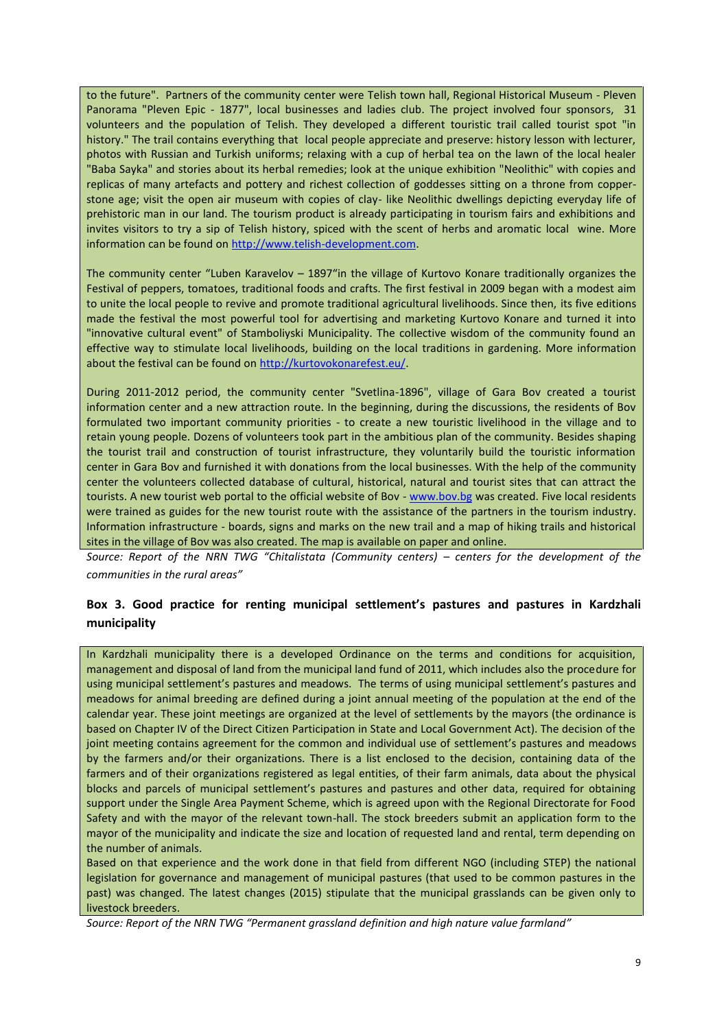to the future". Partners of the community center were Telish town hall, Regional Historical Museum - Pleven Panorama "Pleven Epic - 1877", local businesses and ladies club. The project involved four sponsors, 31 volunteers and the population of Telish. They developed a different touristic trail called tourist spot "in history." The trail contains everything that local people appreciate and preserve: history lesson with lecturer, photos with Russian and Turkish uniforms; relaxing with a cup of herbal tea on the lawn of the local healer "Baba Sayka" and stories about its herbal remedies; look at the unique exhibition "Neolithic" with copies and replicas of many artefacts and pottery and richest collection of goddesses sitting on a throne from copper-stone age; visit the open air museum with copies of clay- like Neolithic dwellings depicting everyday life of prehistoric man in our land. The tourism product is already participating in tourism fairs and exhibitions and invites visitors to try a sip of Telish history, spiced with the scent of herbs and aromatic local wine. More information can be found on http://www.telish-development.com.

The community center "Luben Karavelov – 1897"in the village of Kurtovo Konare traditionally organizes the Festival of peppers, tomatoes, traditional foods and crafts. The first festival in 2009 began with a modest aim to unite the local people to revive and promote traditional agricultural livelihoods. Since then, its five editions made the festival the most powerful tool for advertising and marketing Kurtovo Konare and turned it into "innovative cultural event" of Stamboliyski Municipality. The collective wisdom of the community found an effective way to stimulate local livelihoods, building on the local traditions in gardening. More information about the festival can be found on http://kurtovokonarefest.eu/.

During 2011-2012 period, the community center "Svetlina-1896", village of Gara Bov created a tourist information center and a new attraction route. In the beginning, during the discussions, the residents of Bov formulated two important community priorities - to create a new touristic livelihood in the village and to retain young people. Dozens of volunteers took part in the ambitious plan of the community. Besides shaping the tourist trail and construction of tourist infrastructure, they voluntarily build the touristic information center in Gara Bov and furnished it with donations from the local businesses. With the help of the community center the volunteers collected database of cultural, historical, natural and tourist sites that can attract the tourists. A new tourist web portal to the official website of Bov - www.bov.bg was created. Five local residents were trained as guides for the new tourist route with the assistance of the partners in the tourism industry. Information infrastructure - boards, signs and marks on the new trail and a map of hiking trails and historical sites in the village of Bov was also created. The map is available on paper and online.

*Source: Report of the NRN TWG "Chitalistata (Community centers) – centers for the development of the communities in the rural areas"*

**Box 3. Good practice for renting municipal settlement's pastures and pastures in Kardzhali municipality**

In Kardzhali municipality there is a developed Ordinance on the terms and conditions for acquisition, management and disposal of land from the municipal land fund of 2011, which includes also the procedure for using municipal settlement's pastures and meadows. The terms of using municipal settlement's pastures and meadows for animal breeding are defined during a joint annual meeting of the population at the end of the calendar year. These joint meetings are organized at the level of settlements by the mayors (the ordinance is based on Chapter IV of the Direct Citizen Participation in State and Local Government Act). The decision of the joint meeting contains agreement for the common and individual use of settlement's pastures and meadows by the farmers and/or their organizations. There is a list enclosed to the decision, containing data of the farmers and of their organizations registered as legal entities, of their farm animals, data about the physical blocks and parcels of municipal settlement's pastures and pastures and other data, required for obtaining support under the Single Area Payment Scheme, which is agreed upon with the Regional Directorate for Food Safety and with the mayor of the relevant town-hall. The stock breeders submit an application form to the mayor of the municipality and indicate the size and location of requested land and rental, term depending on the number of animals.

Based on that experience and the work done in that field from different NGO (including STEP) the national legislation for governance and management of municipal pastures (that used to be common pastures in the past) was changed. The latest changes (2015) stipulate that the municipal grasslands can be given only to livestock breeders.

*Source: Report of the NRN TWG "Permanent grassland definition and high nature value farmland"*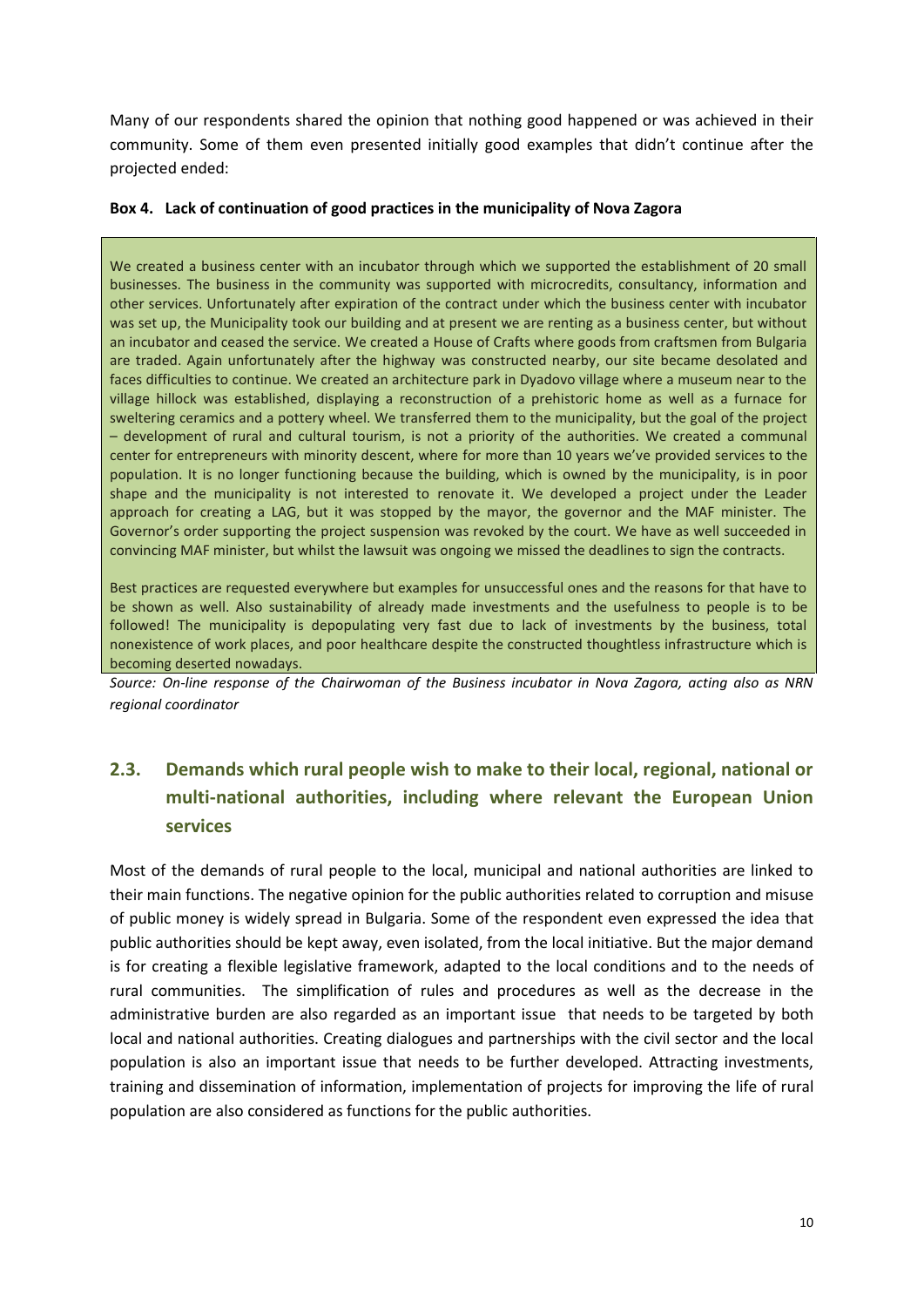Many of our respondents shared the opinion that nothing good happened or was achieved in their community. Some of them even presented initially good examples that didn't continue after the projected ended:

**Box 4. Lack of continuation of good practices in the municipality of Nova Zagora**

We created a business center with an incubator through which we supported the establishment of 20 small businesses. The business in the community was supported with microcredits, consultancy, information and other services. Unfortunately after expiration of the contract under which the business center with incubator was set up, the Municipality took our building and at present we are renting as a business center, but without an incubator and ceased the service. We created a House of Crafts where goods from craftsmen from Bulgaria are traded. Again unfortunately after the highway was constructed nearby, our site became desolated and faces difficulties to continue. We created an architecture park in Dyadovo village where a museum near to the village hillock was established, displaying a reconstruction of a prehistoric home as well as a furnace for sweltering ceramics and a pottery wheel. We transferred them to the municipality, but the goal of the project – development of rural and cultural tourism, is not a priority of the authorities. We created a communal center for entrepreneurs with minority descent, where for more than 10 years we've provided services to the population. It is no longer functioning because the building, which is owned by the municipality, is in poor shape and the municipality is not interested to renovate it. We developed a project under the Leader approach for creating a LAG, but it was stopped by the mayor, the governor and the MAF minister. The Governor's order supporting the project suspension was revoked by the court. We have as well succeeded in convincing MAF minister, but whilst the lawsuit was ongoing we missed the deadlines to sign the contracts.

Best practices are requested everywhere but examples for unsuccessful ones and the reasons for that have to be shown as well. Also sustainability of already made investments and the usefulness to people is to be followed! The municipality is depopulating very fast due to lack of investments by the business, total nonexistence of work places, and poor healthcare despite the constructed thoughtless infrastructure which is becoming deserted nowadays.

*Source: On-line response of the Chairwoman of the Business incubator in Nova Zagora, acting also as NRN regional coordinator*

## 2.3. Demands which rural people wish to make to their local, regional, national or multi-national authorities, including where relevant the European Union services

Most of the demands of rural people to the local, municipal and national authorities are linked to their main functions. The negative opinion for the public authorities related to corruption and misuse of public money is widely spread in Bulgaria. Some of the respondent even expressed the idea that public authorities should be kept away, even isolated, from the local initiative. But the major demand is for creating a flexible legislative framework, adapted to the local conditions and to the needs of rural communities. The simplification of rules and procedures as well as the decrease in the administrative burden are also regarded as an important issue that needs to be targeted by both local and national authorities. Creating dialogues and partnerships with the civil sector and the local population is also an important issue that needs to be further developed. Attracting investments, training and dissemination of information, implementation of projects for improving the life of rural population are also considered as functions for the public authorities.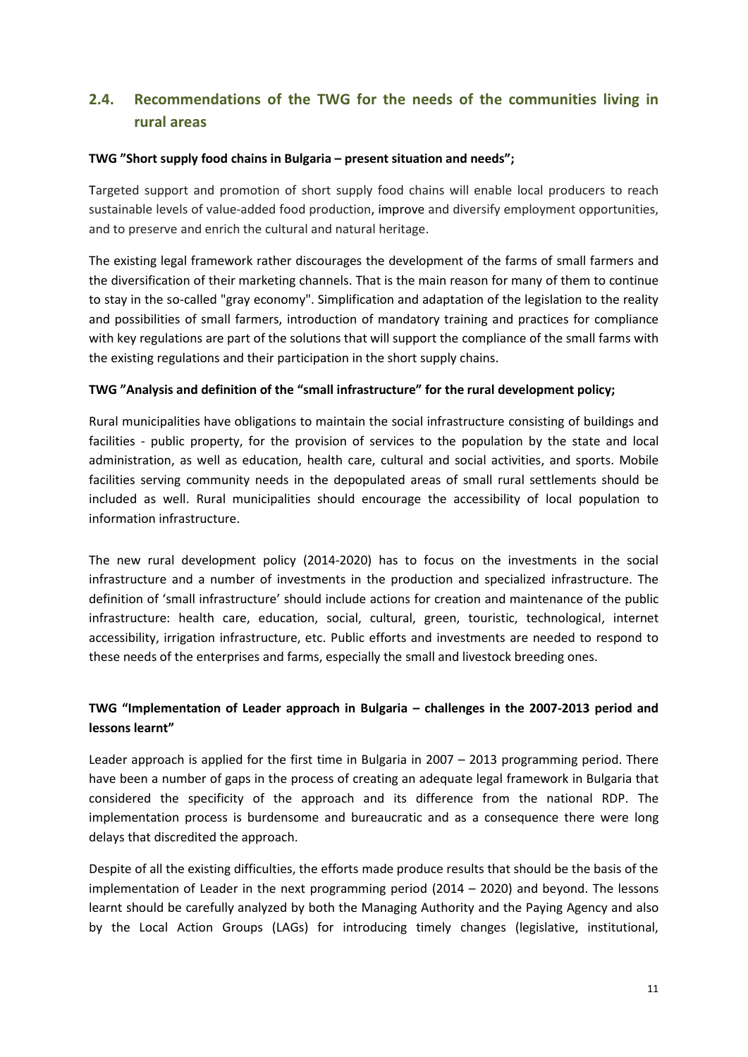## 2.4. Recommendations of the TWG for the needs of the communities living in rural areas

**TWG "Short supply food chains in Bulgaria – present situation and needs";**

Targeted support and promotion of short supply food chains will enable local producers to reach sustainable levels of value-added food production, improve and diversify employment opportunities, and to preserve and enrich the cultural and natural heritage.

The existing legal framework rather discourages the development of the farms of small farmers and the diversification of their marketing channels. That is the main reason for many of them to continue to stay in the so-called "gray economy". Simplification and adaptation of the legislation to the reality and possibilities of small farmers, introduction of mandatory training and practices for compliance with key regulations are part of the solutions that will support the compliance of the small farms with the existing regulations and their participation in the short supply chains.

**TWG "Analysis and definition of the "small infrastructure" for the rural development policy;**

Rural municipalities have obligations to maintain the social infrastructure consisting of buildings and facilities - public property, for the provision of services to the population by the state and local administration, as well as education, health care, cultural and social activities, and sports. Mobile facilities serving community needs in the depopulated areas of small rural settlements should be included as well. Rural municipalities should encourage the accessibility of local population to information infrastructure.

The new rural development policy (2014-2020) has to focus on the investments in the social infrastructure and a number of investments in the production and specialized infrastructure. The definition of 'small infrastructure' should include actions for creation and maintenance of the public infrastructure: health care, education, social, cultural, green, touristic, technological, internet accessibility, irrigation infrastructure, etc. Public efforts and investments are needed to respond to these needs of the enterprises and farms, especially the small and livestock breeding ones.

**TWG "Implementation of Leader approach in Bulgaria – challenges in the 2007-2013 period and lessons learnt"**

Leader approach is applied for the first time in Bulgaria in 2007 – 2013 programming period. There have been a number of gaps in the process of creating an adequate legal framework in Bulgaria that considered the specificity of the approach and its difference from the national RDP. The implementation process is burdensome and bureaucratic and as a consequence there were long delays that discredited the approach.

Despite of all the existing difficulties, the efforts made produce results that should be the basis of the implementation of Leader in the next programming period (2014 – 2020) and beyond. The lessons learnt should be carefully analyzed by both the Managing Authority and the Paying Agency and also by the Local Action Groups (LAGs) for introducing timely changes (legislative, institutional,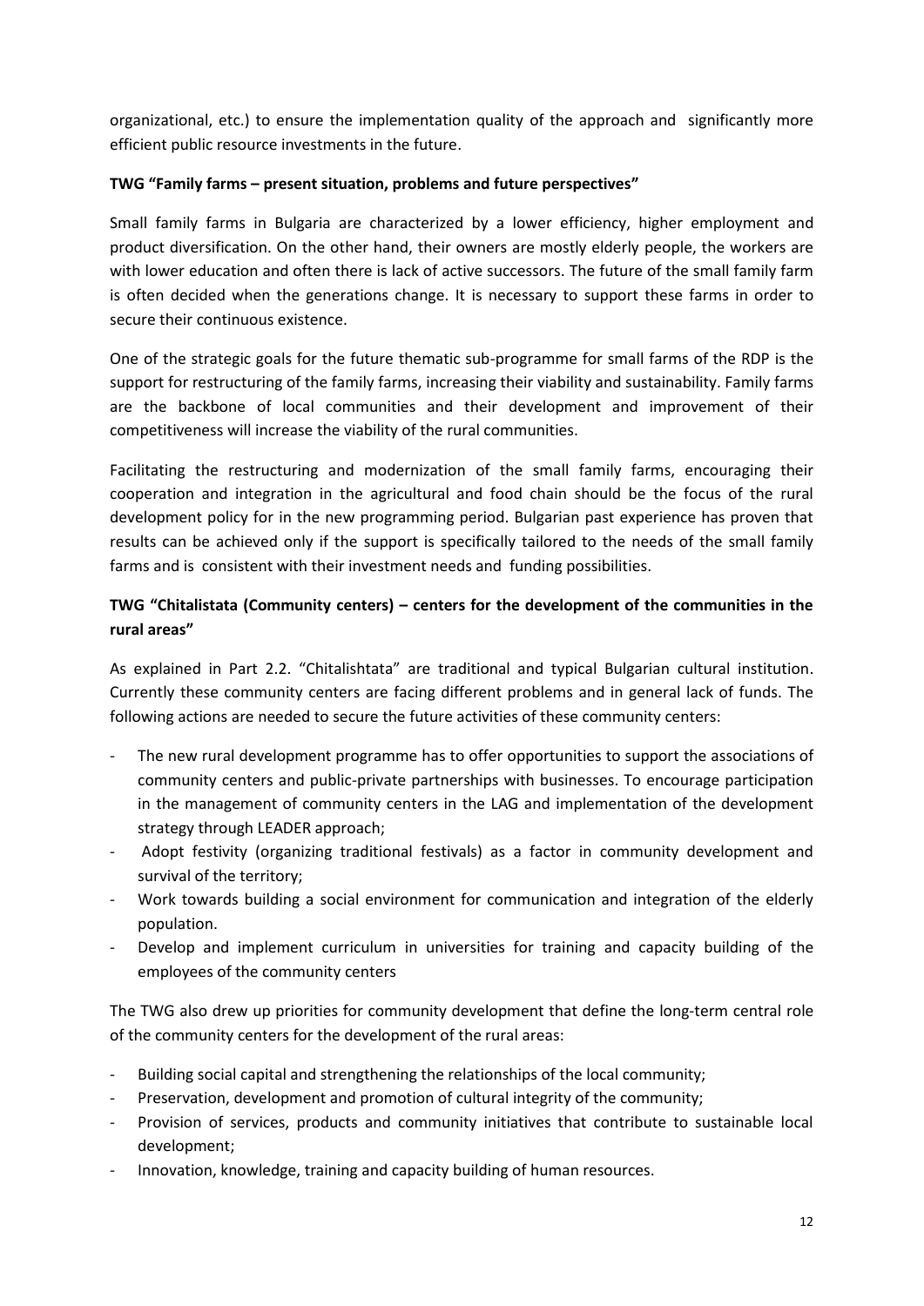organizational, etc.) to ensure the implementation quality of the approach and significantly more efficient public resource investments in the future.

**TWG "Family farms – present situation, problems and future perspectives"**

Small family farms in Bulgaria are characterized by a lower efficiency, higher employment and product diversification. On the other hand, their owners are mostly elderly people, the workers are with lower education and often there is lack of active successors. The future of the small family farm is often decided when the generations change. It is necessary to support these farms in order to secure their continuous existence.

One of the strategic goals for the future thematic sub-programme for small farms of the RDP is the support for restructuring of the family farms, increasing their viability and sustainability. Family farms are the backbone of local communities and their development and improvement of their competitiveness will increase the viability of the rural communities.

Facilitating the restructuring and modernization of the small family farms, encouraging their cooperation and integration in the agricultural and food chain should be the focus of the rural development policy for in the new programming period. Bulgarian past experience has proven that results can be achieved only if the support is specifically tailored to the needs of the small family farms and is consistent with their investment needs and funding possibilities.

**TWG "Chitalistata (Community centers) – centers for the development of the communities in the rural areas"**

As explained in Part 2.2. "Chitalishtata" are traditional and typical Bulgarian cultural institution. Currently these community centers are facing different problems and in general lack of funds. The following actions are needed to secure the future activities of these community centers:

- The new rural development programme has to offer opportunities to support the associations of community centers and public-private partnerships with businesses. To encourage participation in the management of community centers in the LAG and implementation of the development strategy through LEADER approach;
- Adopt festivity (organizing traditional festivals) as a factor in community development and survival of the territory;
- Work towards building a social environment for communication and integration of the elderly population.
- Develop and implement curriculum in universities for training and capacity building of the employees of the community centers

The TWG also drew up priorities for community development that define the long-term central role of the community centers for the development of the rural areas:

- Building social capital and strengthening the relationships of the local community;
- Preservation, development and promotion of cultural integrity of the community;
- Provision of services, products and community initiatives that contribute to sustainable local development;
- Innovation, knowledge, training and capacity building of human resources.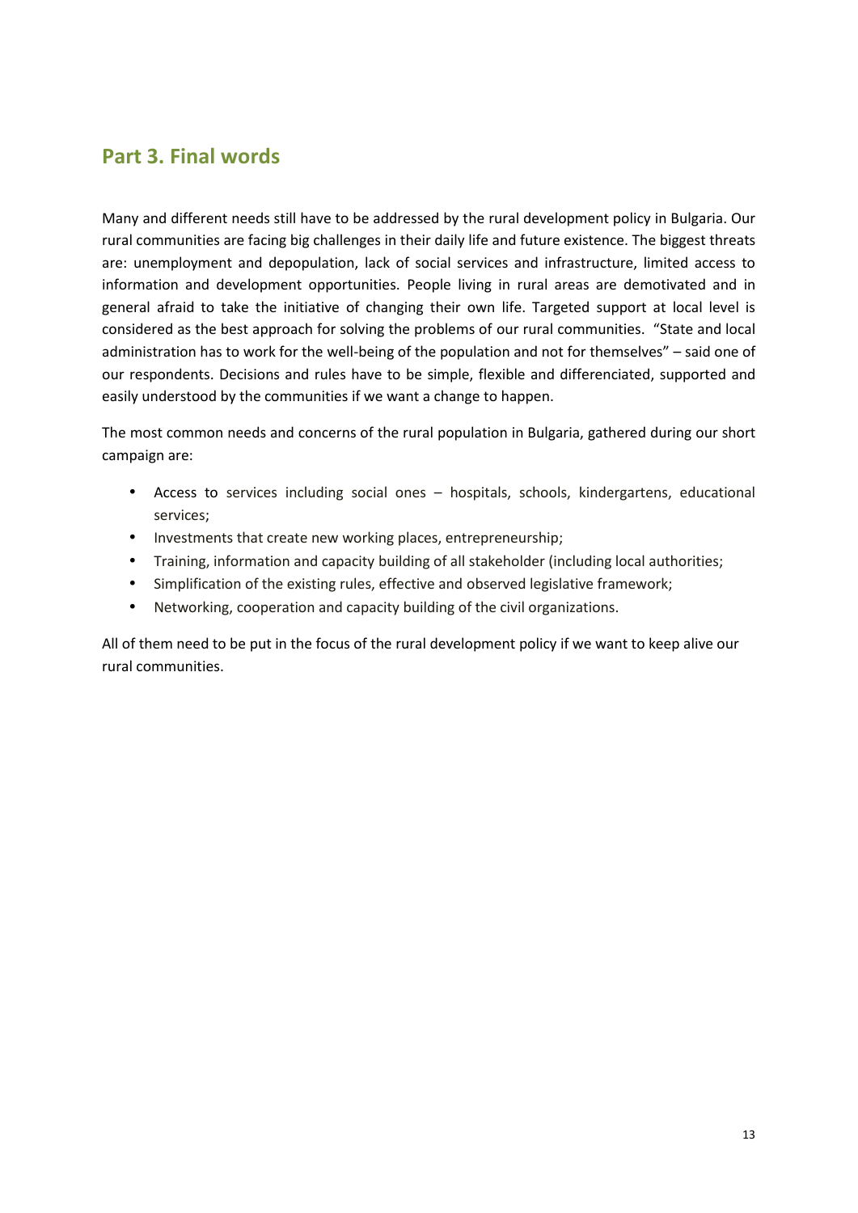## Part 3. Final words

Many and different needs still have to be addressed by the rural development policy in Bulgaria. Our rural communities are facing big challenges in their daily life and future existence. The biggest threats are: unemployment and depopulation, lack of social services and infrastructure, limited access to information and development opportunities. People living in rural areas are demotivated and in general afraid to take the initiative of changing their own life. Targeted support at local level is considered as the best approach for solving the problems of our rural communities. "State and local administration has to work for the well-being of the population and not for themselves" – said one of our respondents. Decisions and rules have to be simple, flexible and differenciated, supported and easily understood by the communities if we want a change to happen.

The most common needs and concerns of the rural population in Bulgaria, gathered during our short campaign are:

- Access to services including social ones – hospitals, schools, kindergartens, educational services;
- Investments that create new working places, entrepreneurship;
- Training, information and capacity building of all stakeholder (including local authorities;
- Simplification of the existing rules, effective and observed legislative framework;
- Networking, cooperation and capacity building of the civil organizations.

All of them need to be put in the focus of the rural development policy if we want to keep alive our rural communities.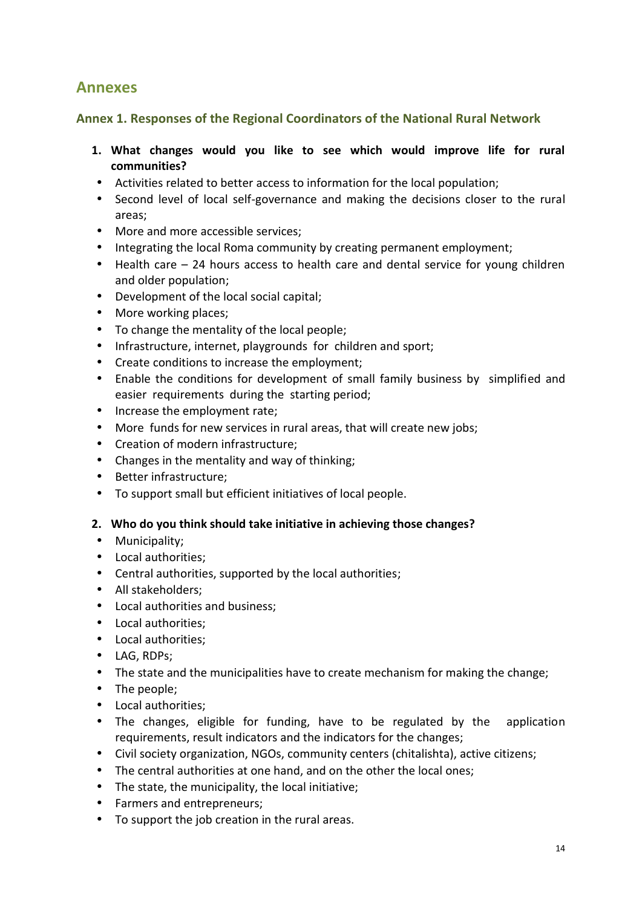# Annexes

## Annex 1. Responses of the Regional Coordinators of the National Rural Network

1. **What changes would you like to see which would improve life for rural communities?**

- Activities related to better access to information for the local population;
- Second level of local self-governance and making the decisions closer to the rural areas;
- More and more accessible services;
- Integrating the local Roma community by creating permanent employment;
- Health care – 24 hours access to health care and dental service for young children and older population;
- Development of the local social capital;
- More working places;
- To change the mentality of the local people;
- Infrastructure, internet, playgrounds for children and sport;
- Create conditions to increase the employment;
- Enable the conditions for development of small family business by simplified and easier requirements during the starting period;
- Increase the employment rate;
- More funds for new services in rural areas, that will create new jobs;
- Creation of modern infrastructure;
- Changes in the mentality and way of thinking;
- Better infrastructure;
- To support small but efficient initiatives of local people.

2. **Who do you think should take initiative in achieving those changes?**

- Municipality;
- Local authorities;
- Central authorities, supported by the local authorities;
- All stakeholders;
- Local authorities and business;
- Local authorities;
- Local authorities;
- LAG, RDPs;
- The state and the municipalities have to create mechanism for making the change;
- The people;
- Local authorities;
- The changes, eligible for funding, have to be regulated by the application requirements, result indicators and the indicators for the changes;
- Civil society organization, NGOs, community centers (chitalishta), active citizens;
- The central authorities at one hand, and on the other the local ones;
- The state, the municipality, the local initiative;
- Farmers and entrepreneurs;
- To support the job creation in the rural areas.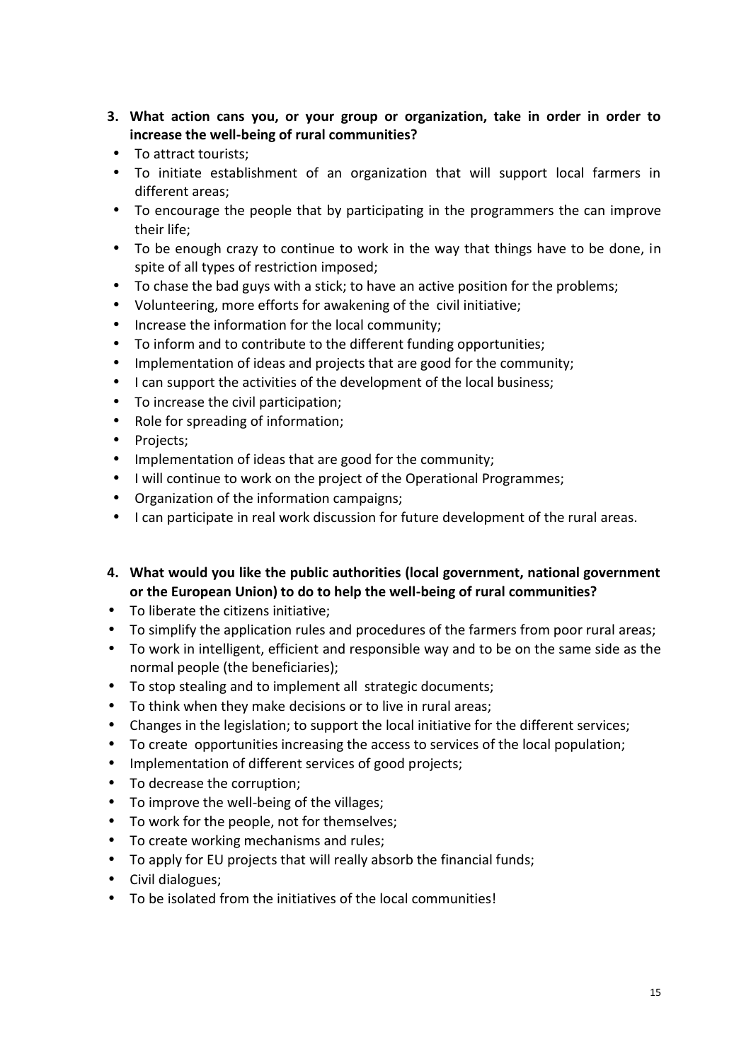3. **What action cans you, or your group or organization, take in order in order to increase the well-being of rural communities?**

- To attract tourists;
- To initiate establishment of an organization that will support local farmers in different areas;
- To encourage the people that by participating in the programmers the can improve their life;
- To be enough crazy to continue to work in the way that things have to be done, in spite of all types of restriction imposed;
- To chase the bad guys with a stick; to have an active position for the problems;
- Volunteering, more efforts for awakening of the civil initiative;
- Increase the information for the local community;
- To inform and to contribute to the different funding opportunities;
- Implementation of ideas and projects that are good for the community;
- I can support the activities of the development of the local business;
- To increase the civil participation;
- Role for spreading of information;
- Projects;
- Implementation of ideas that are good for the community;
- I will continue to work on the project of the Operational Programmes;
- Organization of the information campaigns;
- I can participate in real work discussion for future development of the rural areas.

4. **What would you like the public authorities (local government, national government or the European Union) to do to help the well-being of rural communities?**

- To liberate the citizens initiative;
- To simplify the application rules and procedures of the farmers from poor rural areas;
- To work in intelligent, efficient and responsible way and to be on the same side as the normal people (the beneficiaries);
- To stop stealing and to implement all strategic documents;
- To think when they make decisions or to live in rural areas;
- Changes in the legislation; to support the local initiative for the different services;
- To create opportunities increasing the access to services of the local population;
- Implementation of different services of good projects;
- To decrease the corruption;
- To improve the well-being of the villages;
- To work for the people, not for themselves;
- To create working mechanisms and rules;
- To apply for EU projects that will really absorb the financial funds;
- Civil dialogues;
- To be isolated from the initiatives of the local communities!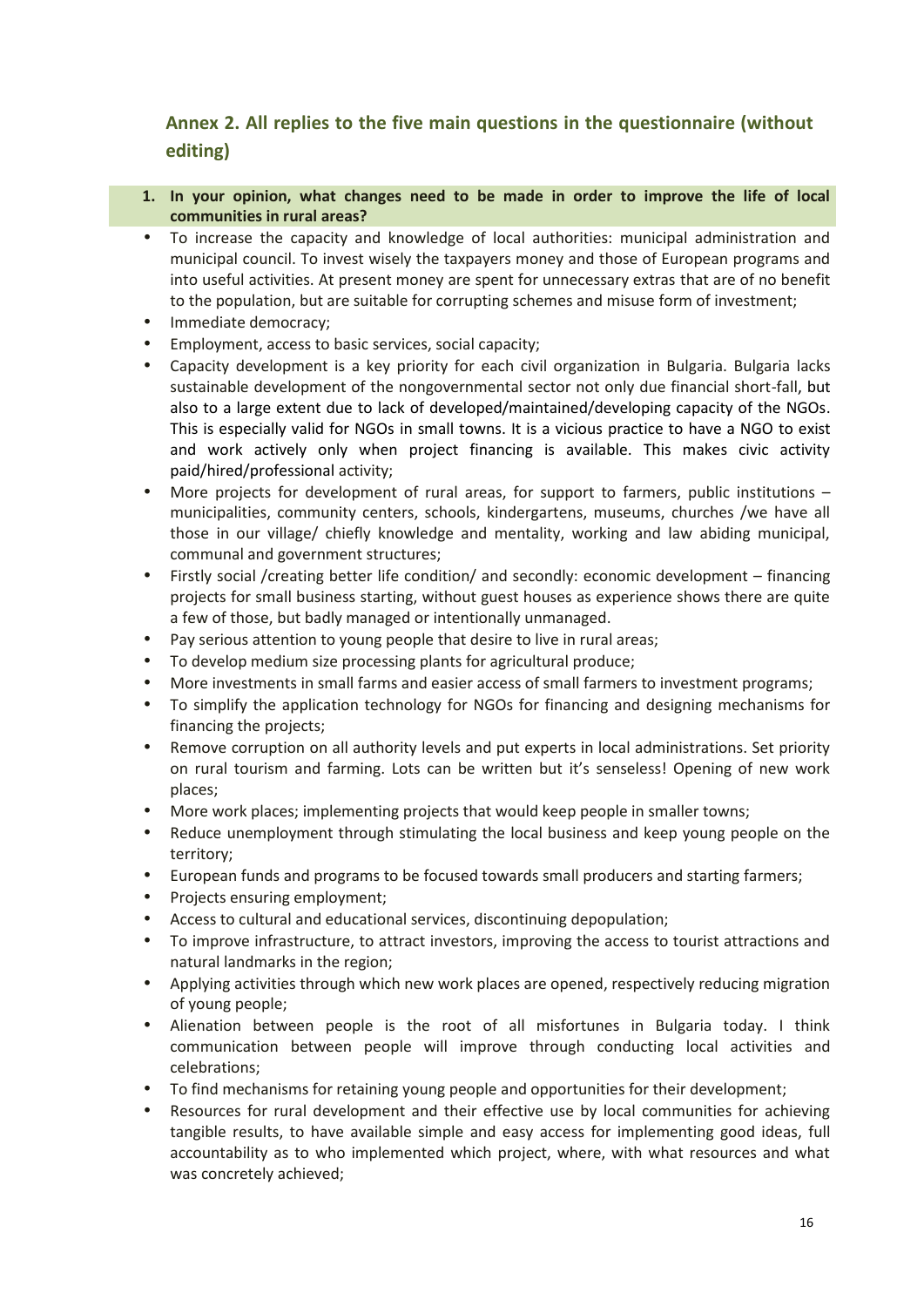## Annex 2. All replies to the five main questions in the questionnaire (without editing)

1. **In your opinion, what changes need to be made in order to improve the life of local communities in rural areas?**

- To increase the capacity and knowledge of local authorities: municipal administration and municipal council. To invest wisely the taxpayers money and those of European programs and into useful activities. At present money are spent for unnecessary extras that are of no benefit to the population, but are suitable for corrupting schemes and misuse form of investment;
- Immediate democracy;
- Employment, access to basic services, social capacity;
- Capacity development is a key priority for each civil organization in Bulgaria. Bulgaria lacks sustainable development of the nongovernmental sector not only due financial short-fall, but also to a large extent due to lack of developed/maintained/developing capacity of the NGOs. This is especially valid for NGOs in small towns. It is a vicious practice to have a NGO to exist and work actively only when project financing is available. This makes civic activity paid/hired/professional activity;
- More projects for development of rural areas, for support to farmers, public institutions – municipalities, community centers, schools, kindergartens, museums, churches /we have all those in our village/ chiefly knowledge and mentality, working and law abiding municipal, communal and government structures;
- Firstly social /creating better life condition/ and secondly: economic development – financing projects for small business starting, without guest houses as experience shows there are quite a few of those, but badly managed or intentionally unmanaged.
- Pay serious attention to young people that desire to live in rural areas;
- To develop medium size processing plants for agricultural produce;
- More investments in small farms and easier access of small farmers to investment programs;
- To simplify the application technology for NGOs for financing and designing mechanisms for financing the projects;
- Remove corruption on all authority levels and put experts in local administrations. Set priority on rural tourism and farming. Lots can be written but it's senseless! Opening of new work places;
- More work places; implementing projects that would keep people in smaller towns;
- Reduce unemployment through stimulating the local business and keep young people on the territory;
- European funds and programs to be focused towards small producers and starting farmers;
- Projects ensuring employment;
- Access to cultural and educational services, discontinuing depopulation;
- To improve infrastructure, to attract investors, improving the access to tourist attractions and natural landmarks in the region;
- Applying activities through which new work places are opened, respectively reducing migration of young people;
- Alienation between people is the root of all misfortunes in Bulgaria today. I think communication between people will improve through conducting local activities and celebrations;
- To find mechanisms for retaining young people and opportunities for their development;
- Resources for rural development and their effective use by local communities for achieving tangible results, to have available simple and easy access for implementing good ideas, full accountability as to who implemented which project, where, with what resources and what was concretely achieved;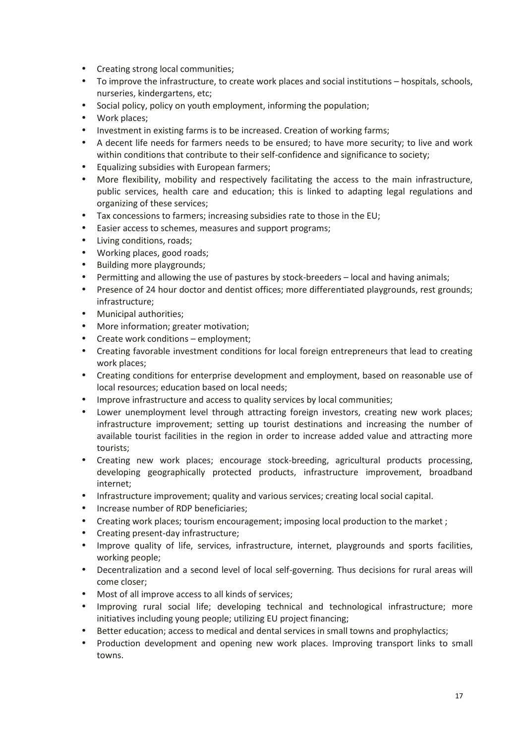- Creating strong local communities;
- To improve the infrastructure, to create work places and social institutions – hospitals, schools, nurseries, kindergartens, etc;
- Social policy, policy on youth employment, informing the population;
- Work places;
- Investment in existing farms is to be increased. Creation of working farms;
- A decent life needs for farmers needs to be ensured; to have more security; to live and work within conditions that contribute to their self-confidence and significance to society;
- Equalizing subsidies with European farmers;
- More flexibility, mobility and respectively facilitating the access to the main infrastructure, public services, health care and education; this is linked to adapting legal regulations and organizing of these services;
- Tax concessions to farmers; increasing subsidies rate to those in the EU;
- Easier access to schemes, measures and support programs;
- Living conditions, roads;
- Working places, good roads;
- Building more playgrounds;
- Permitting and allowing the use of pastures by stock-breeders – local and having animals;
- Presence of 24 hour doctor and dentist offices; more differentiated playgrounds, rest grounds; infrastructure;
- Municipal authorities;
- More information; greater motivation;
- Create work conditions – employment;
- Creating favorable investment conditions for local foreign entrepreneurs that lead to creating work places;
- Creating conditions for enterprise development and employment, based on reasonable use of local resources; education based on local needs;
- Improve infrastructure and access to quality services by local communities;
- Lower unemployment level through attracting foreign investors, creating new work places; infrastructure improvement; setting up tourist destinations and increasing the number of available tourist facilities in the region in order to increase added value and attracting more tourists;
- Creating new work places; encourage stock-breeding, agricultural products processing, developing geographically protected products, infrastructure improvement, broadband internet;
- Infrastructure improvement; quality and various services; creating local social capital.
- Increase number of RDP beneficiaries;
- Creating work places; tourism encouragement; imposing local production to the market ;
- Creating present-day infrastructure;
- Improve quality of life, services, infrastructure, internet, playgrounds and sports facilities, working people;
- Decentralization and a second level of local self-governing. Thus decisions for rural areas will come closer;
- Most of all improve access to all kinds of services;
- Improving rural social life; developing technical and technological infrastructure; more initiatives including young people; utilizing EU project financing;
- Better education; access to medical and dental services in small towns and prophylactics;
- Production development and opening new work places. Improving transport links to small towns.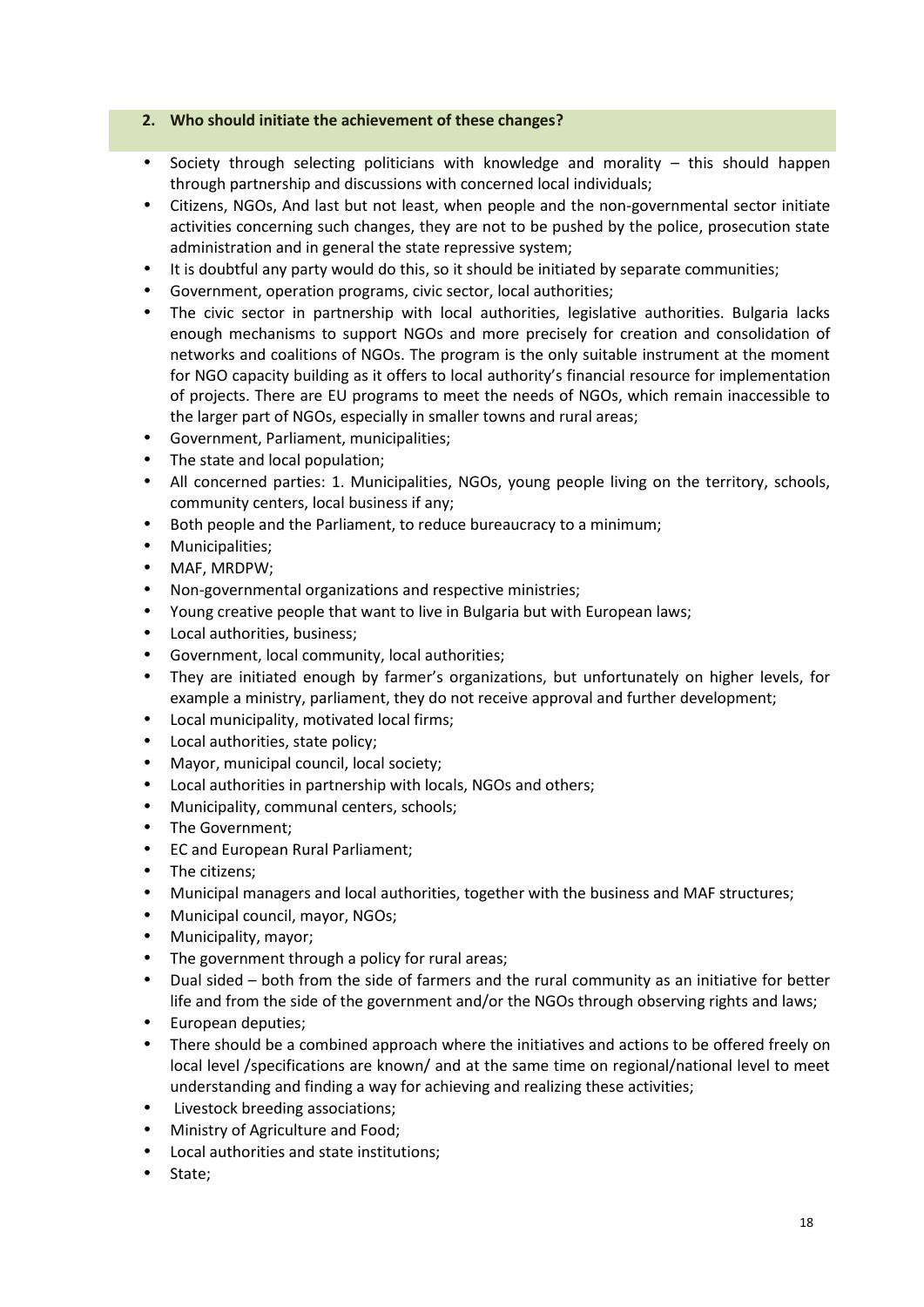## 2. Who should initiate the achievement of these changes?

- Society through selecting politicians with knowledge and morality – this should happen through partnership and discussions with concerned local individuals;
- Citizens, NGOs, And last but not least, when people and the non-governmental sector initiate activities concerning such changes, they are not to be pushed by the police, prosecution state administration and in general the state repressive system;
- It is doubtful any party would do this, so it should be initiated by separate communities;
- Government, operation programs, civic sector, local authorities;
- The civic sector in partnership with local authorities, legislative authorities. Bulgaria lacks enough mechanisms to support NGOs and more precisely for creation and consolidation of networks and coalitions of NGOs. The program is the only suitable instrument at the moment for NGO capacity building as it offers to local authority's financial resource for implementation of projects. There are EU programs to meet the needs of NGOs, which remain inaccessible to the larger part of NGOs, especially in smaller towns and rural areas;
- Government, Parliament, municipalities;
- The state and local population;
- All concerned parties: 1. Municipalities, NGOs, young people living on the territory, schools, community centers, local business if any;
- Both people and the Parliament, to reduce bureaucracy to a minimum;
- Municipalities;
- MAF, MRDPW;
- Non-governmental organizations and respective ministries;
- Young creative people that want to live in Bulgaria but with European laws;
- Local authorities, business;
- Government, local community, local authorities;
- They are initiated enough by farmer's organizations, but unfortunately on higher levels, for example a ministry, parliament, they do not receive approval and further development;
- Local municipality, motivated local firms;
- Local authorities, state policy;
- Mayor, municipal council, local society;
- Local authorities in partnership with locals, NGOs and others;
- Municipality, communal centers, schools;
- The Government;
- EC and European Rural Parliament;
- The citizens;
- Municipal managers and local authorities, together with the business and MAF structures;
- Municipal council, mayor, NGOs;
- Municipality, mayor;
- The government through a policy for rural areas;
- Dual sided – both from the side of farmers and the rural community as an initiative for better life and from the side of the government and/or the NGOs through observing rights and laws;
- European deputies;
- There should be a combined approach where the initiatives and actions to be offered freely on local level /specifications are known/ and at the same time on regional/national level to meet understanding and finding a way for achieving and realizing these activities;
- Livestock breeding associations;
- Ministry of Agriculture and Food;
- Local authorities and state institutions;
- State;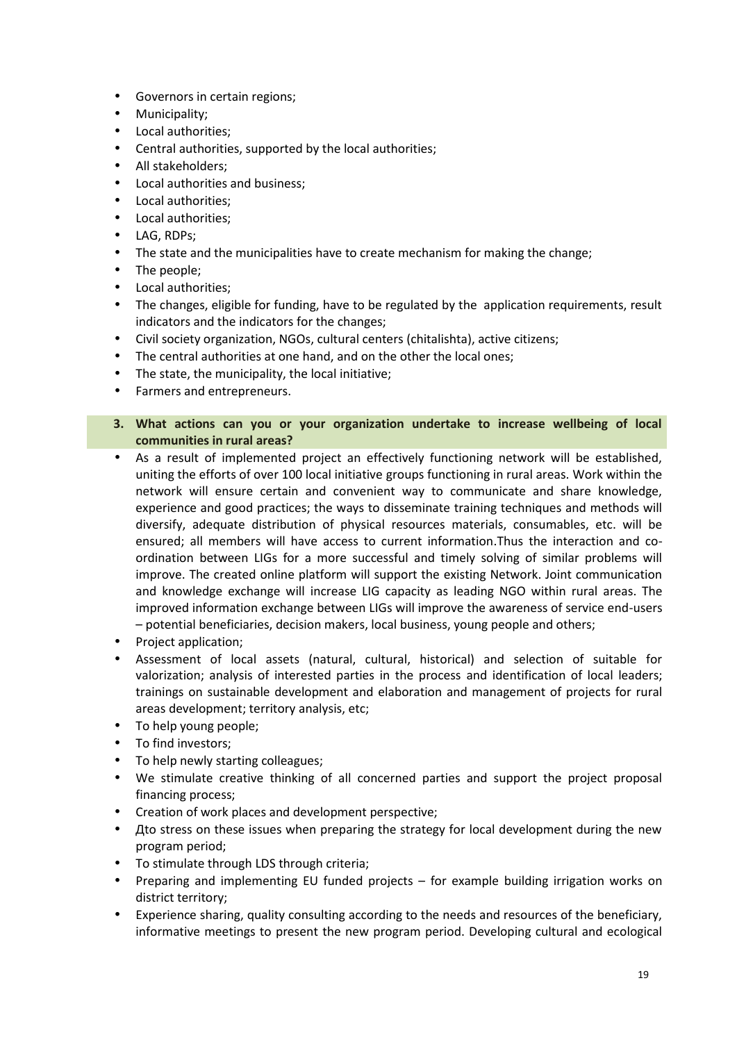- Governors in certain regions;
- Municipality;
- Local authorities;
- Central authorities, supported by the local authorities;
- All stakeholders;
- Local authorities and business;
- Local authorities;
- Local authorities;
- LAG, RDPs;
- The state and the municipalities have to create mechanism for making the change;
- The people;
- Local authorities;
- The changes, eligible for funding, have to be regulated by the application requirements, result indicators and the indicators for the changes;
- Civil society organization, NGOs, cultural centers (chitalishta), active citizens;
- The central authorities at one hand, and on the other the local ones;
- The state, the municipality, the local initiative;
- Farmers and entrepreneurs.

**3. What actions can you or your organization undertake to increase wellbeing of local communities in rural areas?**

- As a result of implemented project an effectively functioning network will be established, uniting the efforts of over 100 local initiative groups functioning in rural areas. Work within the network will ensure certain and convenient way to communicate and share knowledge, experience and good practices; the ways to disseminate training techniques and methods will diversify, adequate distribution of physical resources materials, consumables, etc. will be ensured; all members will have access to current information.Thus the interaction and co-ordination between LIGs for a more successful and timely solving of similar problems will improve. The created online platform will support the existing Network. Joint communication and knowledge exchange will increase LIG capacity as leading NGO within rural areas. The improved information exchange between LIGs will improve the awareness of service end-users – potential beneficiaries, decision makers, local business, young people and others;
- Project application;
- Assessment of local assets (natural, cultural, historical) and selection of suitable for valorization; analysis of interested parties in the process and identification of local leaders; trainings on sustainable development and elaboration and management of projects for rural areas development; territory analysis, etc;
- To help young people;
- To find investors;
- To help newly starting colleagues;
- We stimulate creative thinking of all concerned parties and support the project proposal financing process;
- Creation of work places and development perspective;
- Дto stress on these issues when preparing the strategy for local development during the new program period;
- To stimulate through LDS through criteria;
- Preparing and implementing EU funded projects – for example building irrigation works on district territory;
- Experience sharing, quality consulting according to the needs and resources of the beneficiary, informative meetings to present the new program period. Developing cultural and ecological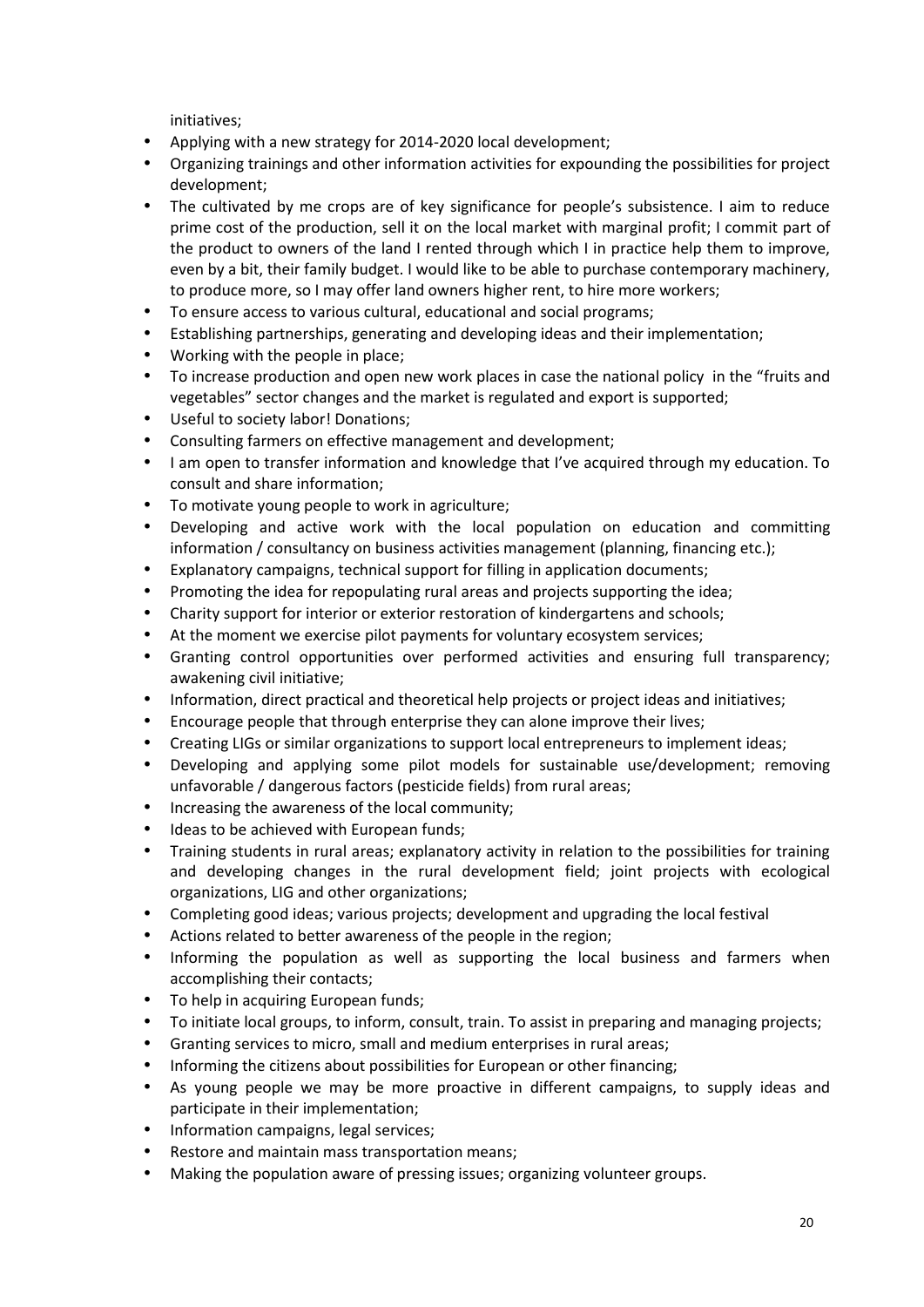initiatives;

- Applying with a new strategy for 2014-2020 local development;
- Organizing trainings and other information activities for expounding the possibilities for project development;
- The cultivated by me crops are of key significance for people's subsistence. I aim to reduce prime cost of the production, sell it on the local market with marginal profit; I commit part of the product to owners of the land I rented through which I in practice help them to improve, even by a bit, their family budget. I would like to be able to purchase contemporary machinery, to produce more, so I may offer land owners higher rent, to hire more workers;
- To ensure access to various cultural, educational and social programs;
- Establishing partnerships, generating and developing ideas and their implementation;
- Working with the people in place;
- To increase production and open new work places in case the national policy in the "fruits and vegetables" sector changes and the market is regulated and export is supported;
- Useful to society labor! Donations;
- Consulting farmers on effective management and development;
- I am open to transfer information and knowledge that I've acquired through my education. To consult and share information;
- To motivate young people to work in agriculture;
- Developing and active work with the local population on education and committing information / consultancy on business activities management (planning, financing etc.);
- Explanatory campaigns, technical support for filling in application documents;
- Promoting the idea for repopulating rural areas and projects supporting the idea;
- Charity support for interior or exterior restoration of kindergartens and schools;
- At the moment we exercise pilot payments for voluntary ecosystem services;
- Granting control opportunities over performed activities and ensuring full transparency; awakening civil initiative;
- Information, direct practical and theoretical help projects or project ideas and initiatives;
- Encourage people that through enterprise they can alone improve their lives;
- Creating LIGs or similar organizations to support local entrepreneurs to implement ideas;
- Developing and applying some pilot models for sustainable use/development; removing unfavorable / dangerous factors (pesticide fields) from rural areas;
- Increasing the awareness of the local community;
- Ideas to be achieved with European funds;
- Training students in rural areas; explanatory activity in relation to the possibilities for training and developing changes in the rural development field; joint projects with ecological organizations, LIG and other organizations;
- Completing good ideas; various projects; development and upgrading the local festival
- Actions related to better awareness of the people in the region;
- Informing the population as well as supporting the local business and farmers when accomplishing their contacts;
- To help in acquiring European funds;
- To initiate local groups, to inform, consult, train. To assist in preparing and managing projects;
- Granting services to micro, small and medium enterprises in rural areas;
- Informing the citizens about possibilities for European or other financing;
- As young people we may be more proactive in different campaigns, to supply ideas and participate in their implementation;
- Information campaigns, legal services;
- Restore and maintain mass transportation means;
- Making the population aware of pressing issues; organizing volunteer groups.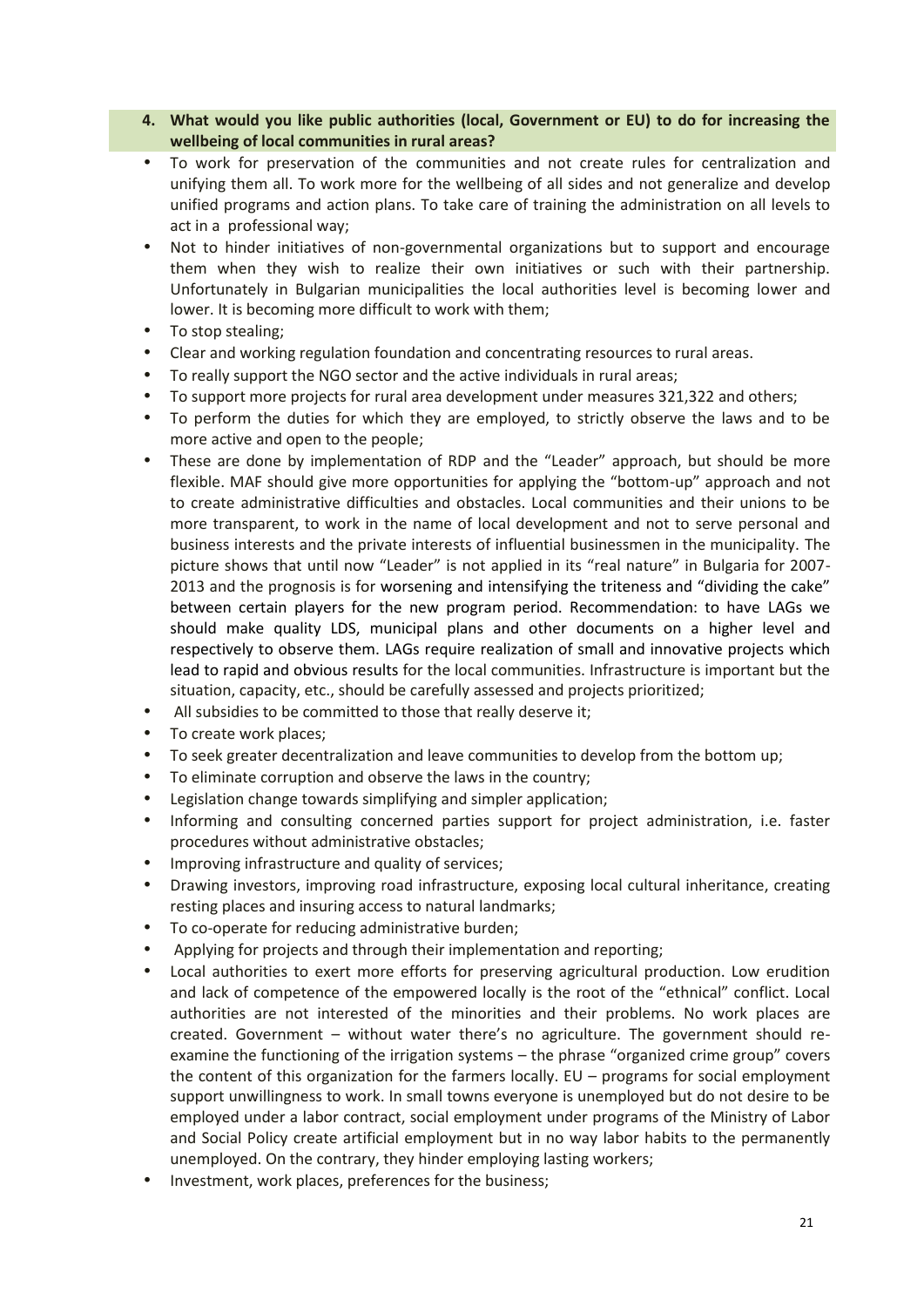**4. What would you like public authorities (local, Government or EU) to do for increasing the wellbeing of local communities in rural areas?**

- To work for preservation of the communities and not create rules for centralization and unifying them all. To work more for the wellbeing of all sides and not generalize and develop unified programs and action plans. To take care of training the administration on all levels to act in a professional way;
- Not to hinder initiatives of non-governmental organizations but to support and encourage them when they wish to realize their own initiatives or such with their partnership. Unfortunately in Bulgarian municipalities the local authorities level is becoming lower and lower. It is becoming more difficult to work with them;
- To stop stealing;
- Clear and working regulation foundation and concentrating resources to rural areas.
- To really support the NGO sector and the active individuals in rural areas;
- To support more projects for rural area development under measures 321,322 and others;
- To perform the duties for which they are employed, to strictly observe the laws and to be more active and open to the people;
- These are done by implementation of RDP and the "Leader" approach, but should be more flexible. MAF should give more opportunities for applying the "bottom-up" approach and not to create administrative difficulties and obstacles. Local communities and their unions to be more transparent, to work in the name of local development and not to serve personal and business interests and the private interests of influential businessmen in the municipality. The picture shows that until now "Leader" is not applied in its "real nature" in Bulgaria for 2007-2013 and the prognosis is for worsening and intensifying the triteness and "dividing the cake" between certain players for the new program period. Recommendation: to have LAGs we should make quality LDS, municipal plans and other documents on a higher level and respectively to observe them. LAGs require realization of small and innovative projects which lead to rapid and obvious results for the local communities. Infrastructure is important but the situation, capacity, etc., should be carefully assessed and projects prioritized;
- All subsidies to be committed to those that really deserve it;
- To create work places;
- To seek greater decentralization and leave communities to develop from the bottom up;
- To eliminate corruption and observe the laws in the country;
- Legislation change towards simplifying and simpler application;
- Informing and consulting concerned parties support for project administration, i.e. faster procedures without administrative obstacles;
- Improving infrastructure and quality of services;
- Drawing investors, improving road infrastructure, exposing local cultural inheritance, creating resting places and insuring access to natural landmarks;
- To co-operate for reducing administrative burden;
- Applying for projects and through their implementation and reporting;
- Local authorities to exert more efforts for preserving agricultural production. Low erudition and lack of competence of the empowered locally is the root of the "ethnical" conflict. Local authorities are not interested of the minorities and their problems. No work places are created. Government – without water there's no agriculture. The government should re-examine the functioning of the irrigation systems – the phrase "organized crime group" covers the content of this organization for the farmers locally. EU – programs for social employment support unwillingness to work. In small towns everyone is unemployed but do not desire to be employed under a labor contract, social employment under programs of the Ministry of Labor and Social Policy create artificial employment but in no way labor habits to the permanently unemployed. On the contrary, they hinder employing lasting workers;
- Investment, work places, preferences for the business;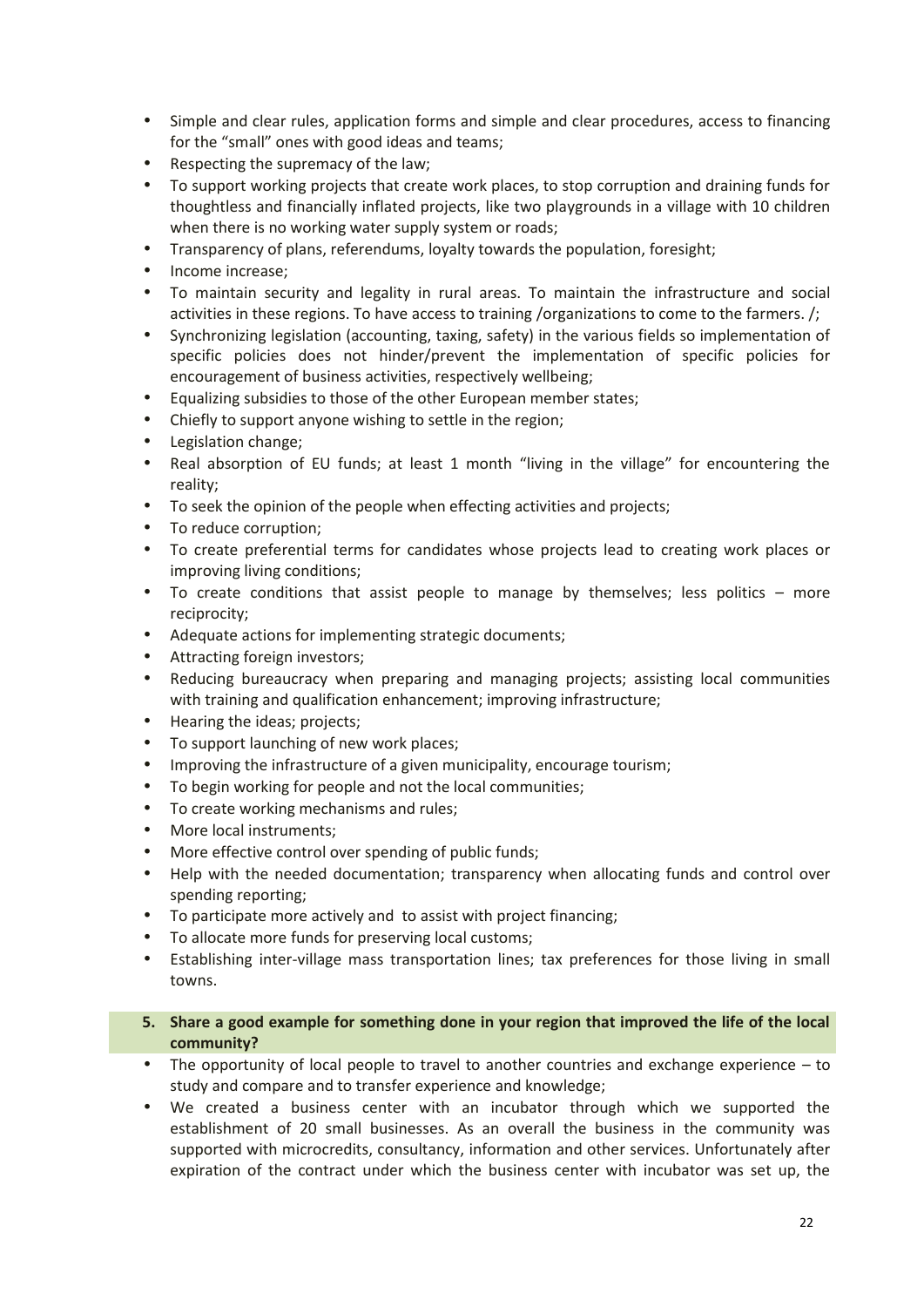- Simple and clear rules, application forms and simple and clear procedures, access to financing for the "small" ones with good ideas and teams;
- Respecting the supremacy of the law;
- To support working projects that create work places, to stop corruption and draining funds for thoughtless and financially inflated projects, like two playgrounds in a village with 10 children when there is no working water supply system or roads;
- Transparency of plans, referendums, loyalty towards the population, foresight;
- Income increase;
- To maintain security and legality in rural areas. To maintain the infrastructure and social activities in these regions. To have access to training /organizations to come to the farmers. /;
- Synchronizing legislation (accounting, taxing, safety) in the various fields so implementation of specific policies does not hinder/prevent the implementation of specific policies for encouragement of business activities, respectively wellbeing;
- Equalizing subsidies to those of the other European member states;
- Chiefly to support anyone wishing to settle in the region;
- Legislation change;
- Real absorption of EU funds; at least 1 month "living in the village" for encountering the reality;
- To seek the opinion of the people when effecting activities and projects;
- To reduce corruption;
- To create preferential terms for candidates whose projects lead to creating work places or improving living conditions;
- To create conditions that assist people to manage by themselves; less politics – more reciprocity;
- Adequate actions for implementing strategic documents;
- Attracting foreign investors;
- Reducing bureaucracy when preparing and managing projects; assisting local communities with training and qualification enhancement; improving infrastructure;
- Hearing the ideas; projects;
- To support launching of new work places;
- Improving the infrastructure of a given municipality, encourage tourism;
- To begin working for people and not the local communities;
- To create working mechanisms and rules;
- More local instruments;
- More effective control over spending of public funds;
- Help with the needed documentation; transparency when allocating funds and control over spending reporting;
- To participate more actively and to assist with project financing;
- To allocate more funds for preserving local customs;
- Establishing inter-village mass transportation lines; tax preferences for those living in small towns.

**5. Share a good example for something done in your region that improved the life of the local community?**

- The opportunity of local people to travel to another countries and exchange experience – to study and compare and to transfer experience and knowledge;
- We created a business center with an incubator through which we supported the establishment of 20 small businesses. As an overall the business in the community was supported with microcredits, consultancy, information and other services. Unfortunately after expiration of the contract under which the business center with incubator was set up, the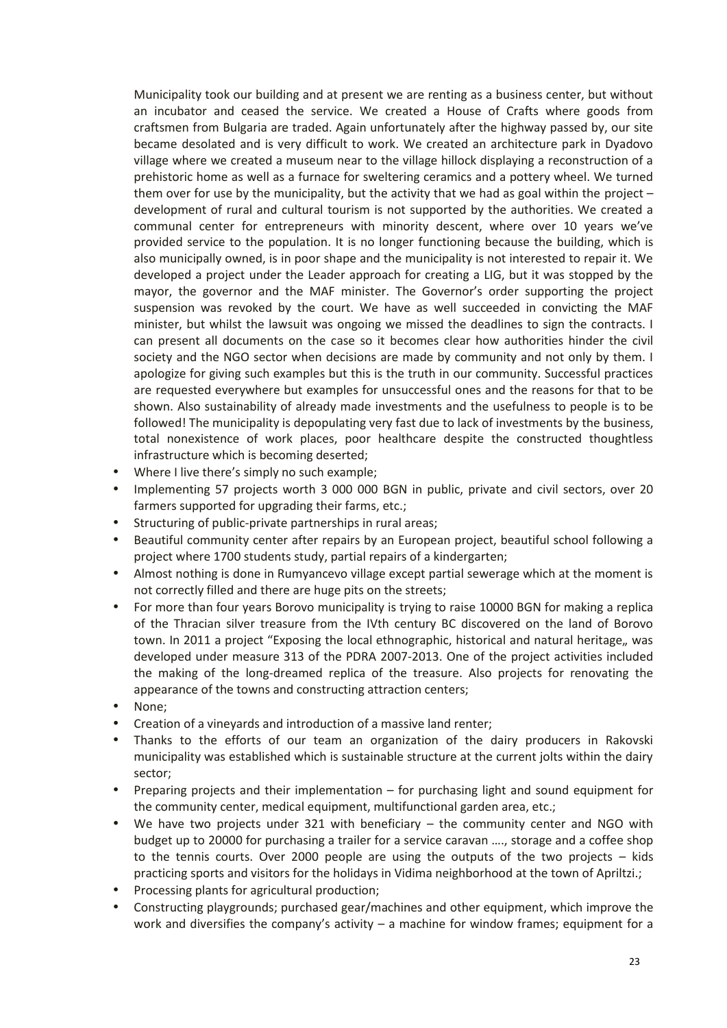Municipality took our building and at present we are renting as a business center, but without an incubator and ceased the service. We created a House of Crafts where goods from craftsmen from Bulgaria are traded. Again unfortunately after the highway passed by, our site became desolated and is very difficult to work. We created an architecture park in Dyadovo village where we created a museum near to the village hillock displaying a reconstruction of a prehistoric home as well as a furnace for sweltering ceramics and a pottery wheel. We turned them over for use by the municipality, but the activity that we had as goal within the project – development of rural and cultural tourism is not supported by the authorities. We created a communal center for entrepreneurs with minority descent, where over 10 years we've provided service to the population. It is no longer functioning because the building, which is also municipally owned, is in poor shape and the municipality is not interested to repair it. We developed a project under the Leader approach for creating a LIG, but it was stopped by the mayor, the governor and the MAF minister. The Governor's order supporting the project suspension was revoked by the court. We have as well succeeded in convicting the MAF minister, but whilst the lawsuit was ongoing we missed the deadlines to sign the contracts. I can present all documents on the case so it becomes clear how authorities hinder the civil society and the NGO sector when decisions are made by community and not only by them. I apologize for giving such examples but this is the truth in our community. Successful practices are requested everywhere but examples for unsuccessful ones and the reasons for that to be shown. Also sustainability of already made investments and the usefulness to people is to be followed! The municipality is depopulating very fast due to lack of investments by the business, total nonexistence of work places, poor healthcare despite the constructed thoughtless infrastructure which is becoming deserted;

- Where I live there's simply no such example;
- Implementing 57 projects worth 3 000 000 BGN in public, private and civil sectors, over 20 farmers supported for upgrading their farms, etc.;
- Structuring of public-private partnerships in rural areas;
- Beautiful community center after repairs by an European project, beautiful school following a project where 1700 students study, partial repairs of a kindergarten;
- Almost nothing is done in Rumyancevo village except partial sewerage which at the moment is not correctly filled and there are huge pits on the streets;
- For more than four years Borovo municipality is trying to raise 10000 BGN for making a replica of the Thracian silver treasure from the IVth century BC discovered on the land of Borovo town. In 2011 a project "Exposing the local ethnographic, historical and natural heritage„ was developed under measure 313 of the PDRA 2007-2013. One of the project activities included the making of the long-dreamed replica of the treasure. Also projects for renovating the appearance of the towns and constructing attraction centers;
- None;
- Creation of a vineyards and introduction of a massive land renter;
- Thanks to the efforts of our team an organization of the dairy producers in Rakovski municipality was established which is sustainable structure at the current jolts within the dairy sector;
- Preparing projects and their implementation – for purchasing light and sound equipment for the community center, medical equipment, multifunctional garden area, etc.;
- We have two projects under 321 with beneficiary – the community center and NGO with budget up to 20000 for purchasing a trailer for a service caravan …., storage and a coffee shop to the tennis courts. Over 2000 people are using the outputs of the two projects – kids practicing sports and visitors for the holidays in Vidima neighborhood at the town of Apriltzi.;
- Processing plants for agricultural production;
- Constructing playgrounds; purchased gear/machines and other equipment, which improve the work and diversifies the company's activity – a machine for window frames; equipment for a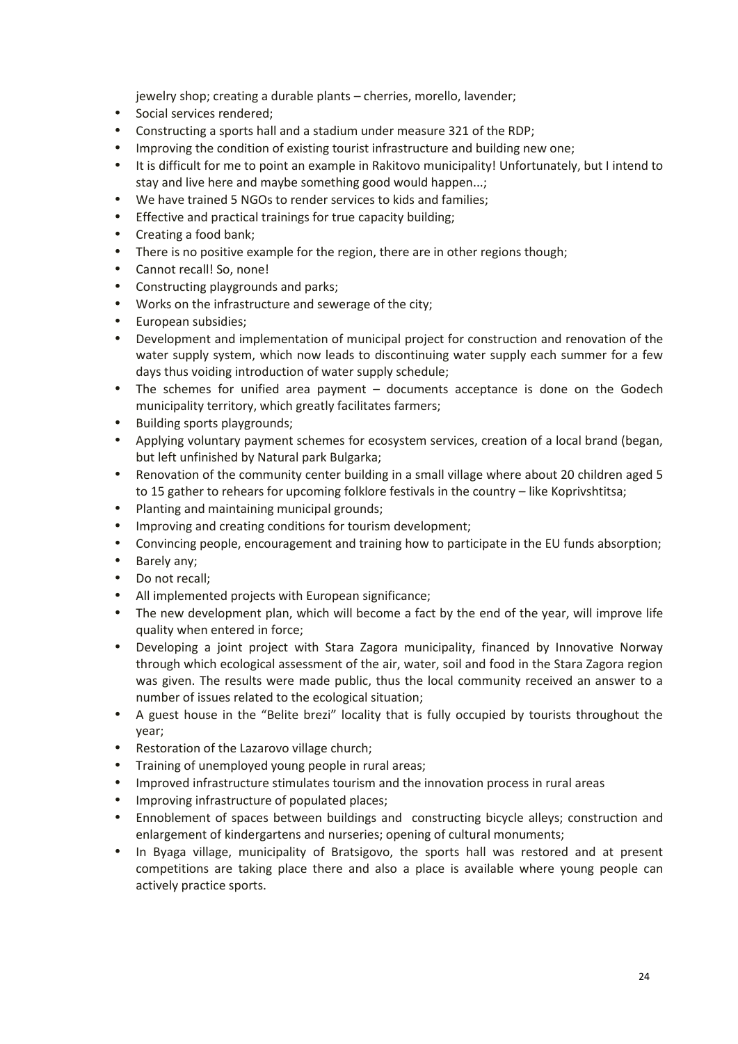jewelry shop; creating a durable plants – cherries, morello, lavender;

- Social services rendered;
- Constructing a sports hall and a stadium under measure 321 of the RDP;
- Improving the condition of existing tourist infrastructure and building new one;
- It is difficult for me to point an example in Rakitovo municipality! Unfortunately, but I intend to stay and live here and maybe something good would happen...;
- We have trained 5 NGOs to render services to kids and families;
- Effective and practical trainings for true capacity building;
- Creating a food bank;
- There is no positive example for the region, there are in other regions though;
- Cannot recall! So, none!
- Constructing playgrounds and parks;
- Works on the infrastructure and sewerage of the city;
- European subsidies;
- Development and implementation of municipal project for construction and renovation of the water supply system, which now leads to discontinuing water supply each summer for a few days thus voiding introduction of water supply schedule;
- The schemes for unified area payment – documents acceptance is done on the Godech municipality territory, which greatly facilitates farmers;
- Building sports playgrounds;
- Applying voluntary payment schemes for ecosystem services, creation of a local brand (began, but left unfinished by Natural park Bulgarka;
- Renovation of the community center building in a small village where about 20 children aged 5 to 15 gather to rehears for upcoming folklore festivals in the country – like Koprivshtitsa;
- Planting and maintaining municipal grounds;
- Improving and creating conditions for tourism development;
- Convincing people, encouragement and training how to participate in the EU funds absorption;
- Barely any;
- Do not recall;
- All implemented projects with European significance;
- The new development plan, which will become a fact by the end of the year, will improve life quality when entered in force;
- Developing a joint project with Stara Zagora municipality, financed by Innovative Norway through which ecological assessment of the air, water, soil and food in the Stara Zagora region was given. The results were made public, thus the local community received an answer to a number of issues related to the ecological situation;
- A guest house in the "Belite brezi" locality that is fully occupied by tourists throughout the year;
- Restoration of the Lazarovo village church;
- Training of unemployed young people in rural areas;
- Improved infrastructure stimulates tourism and the innovation process in rural areas
- Improving infrastructure of populated places;
- Ennoblement of spaces between buildings and constructing bicycle alleys; construction and enlargement of kindergartens and nurseries; opening of cultural monuments;
- In Byaga village, municipality of Bratsigovo, the sports hall was restored and at present competitions are taking place there and also a place is available where young people can actively practice sports.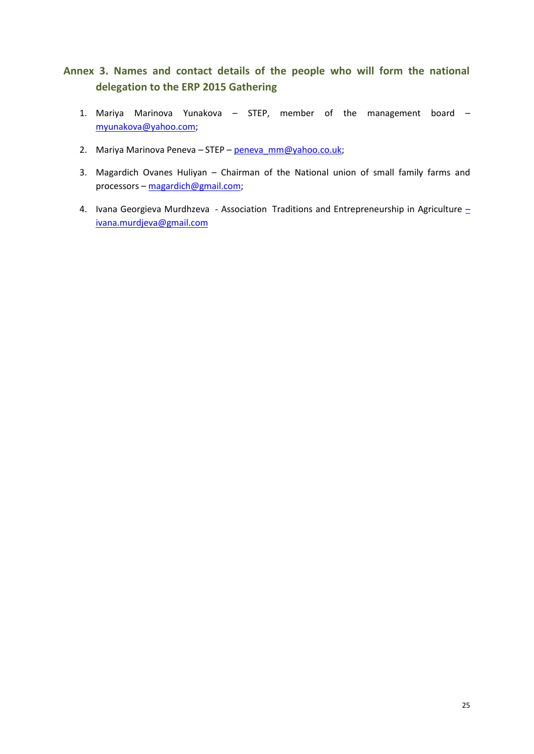## Annex 3. Names and contact details of the people who will form the national delegation to the ERP 2015 Gathering

1. Mariya Marinova Yunakova – STEP, member of the management board – myunakova@yahoo.com;
2. Mariya Marinova Peneva – STEP – peneva_mm@yahoo.co.uk;
3. Magardich Ovanes Huliyan – Chairman of the National union of small family farms and processors – magardich@gmail.com;
4. Ivana Georgieva Murdhzeva - Association Traditions and Entrepreneurship in Agriculture – ivana.murdjeva@gmail.com